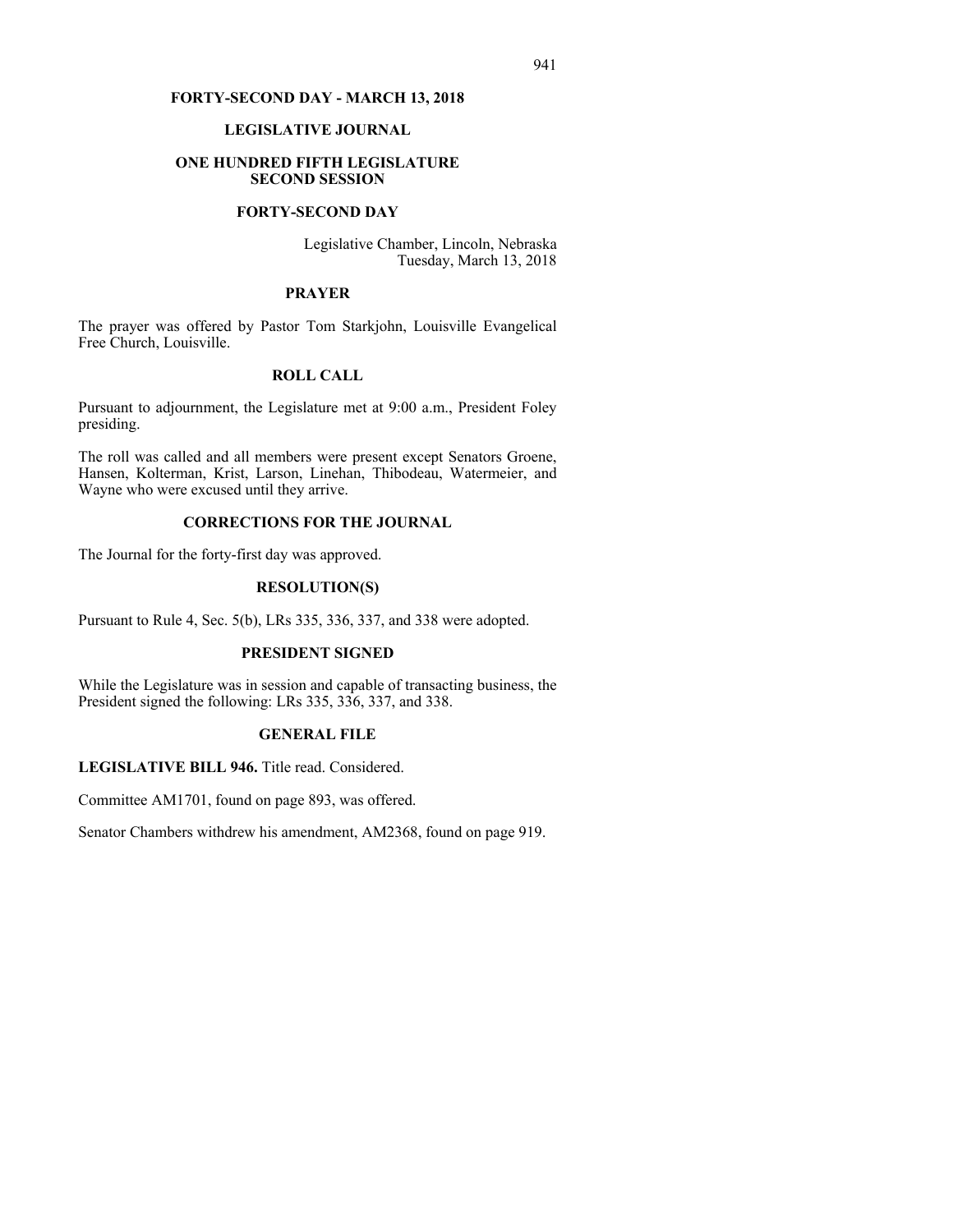# FORTY-SECOND DAY - MARCH 13, 2018

## LEGISLATIVE JOURNAL

## ONE HUNDRED FIFTH LEGISLATURE
## SECOND SESSION

## FORTY-SECOND DAY

Legislative Chamber, Lincoln, Nebraska
Tuesday, March 13, 2018

### PRAYER

The prayer was offered by Pastor Tom Starkjohn, Louisville Evangelical Free Church, Louisville.

### ROLL CALL

Pursuant to adjournment, the Legislature met at 9:00 a.m., President Foley presiding.

The roll was called and all members were present except Senators Groene, Hansen, Kolterman, Krist, Larson, Linehan, Thibodeau, Watermeier, and Wayne who were excused until they arrive.

### CORRECTIONS FOR THE JOURNAL

The Journal for the forty-first day was approved.

### RESOLUTION(S)

Pursuant to Rule 4, Sec. 5(b), LRs 335, 336, 337, and 338 were adopted.

### PRESIDENT SIGNED

While the Legislature was in session and capable of transacting business, the President signed the following: LRs 335, 336, 337, and 338.

### GENERAL FILE

**LEGISLATIVE BILL 946.** Title read. Considered.

Committee AM1701, found on page 893, was offered.

Senator Chambers withdrew his amendment, AM2368, found on page 919.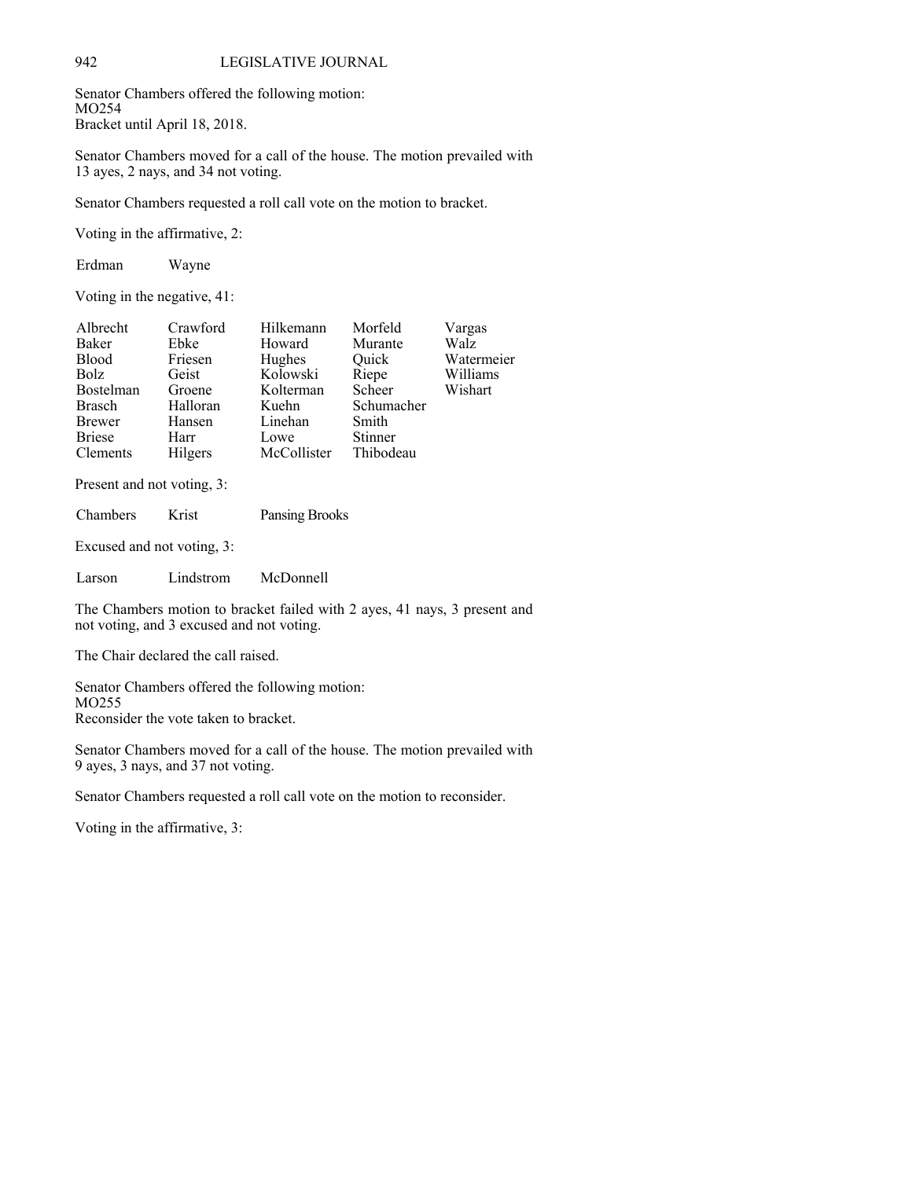Senator Chambers offered the following motion:
MO254
Bracket until April 18, 2018.

Senator Chambers moved for a call of the house. The motion prevailed with 13 ayes, 2 nays, and 34 not voting.

Senator Chambers requested a roll call vote on the motion to bracket.

Voting in the affirmative, 2:

| | |
|---|---|
| Erdman | Wayne |

Voting in the negative, 41:

| | | | | |
|---|---|---|---|---|
| Albrecht | Crawford | Hilkemann | Morfeld | Vargas |
| Baker | Ebke | Howard | Murante | Walz |
| Blood | Friesen | Hughes | Quick | Watermeier |
| Bolz | Geist | Kolowski | Riepe | Williams |
| Bostelman | Groene | Kolterman | Scheer | Wishart |
| Brasch | Halloran | Kuehn | Schumacher | |
| Brewer | Hansen | Linehan | Smith | |
| Briese | Harr | Lowe | Stinner | |
| Clements | Hilgers | McCollister | Thibodeau | |

Present and not voting, 3:

| | | |
|---|---|---|
| Chambers | Krist | Pansing Brooks |

Excused and not voting, 3:

| | | |
|---|---|---|
| Larson | Lindstrom | McDonnell |

The Chambers motion to bracket failed with 2 ayes, 41 nays, 3 present and not voting, and 3 excused and not voting.

The Chair declared the call raised.

Senator Chambers offered the following motion:
MO255
Reconsider the vote taken to bracket.

Senator Chambers moved for a call of the house. The motion prevailed with 9 ayes, 3 nays, and 37 not voting.

Senator Chambers requested a roll call vote on the motion to reconsider.

Voting in the affirmative, 3: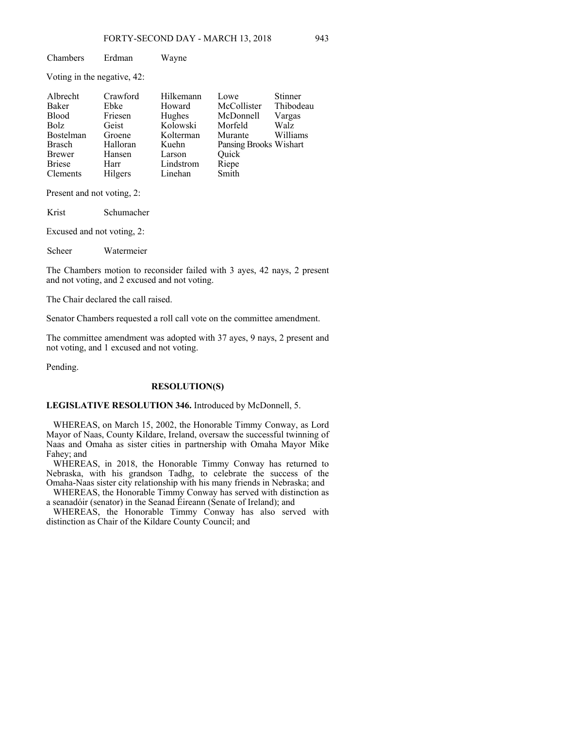| | | |
|---|---|---|
| Chambers | Erdman | Wayne |

Voting in the negative, 42:

| | | | | |
|---|---|---|---|---|
| Albrecht | Crawford | Hilkemann | Lowe | Stinner |
| Baker | Ebke | Howard | McCollister | Thibodeau |
| Blood | Friesen | Hughes | McDonnell | Vargas |
| Bolz | Geist | Kolowski | Morfeld | Walz |
| Bostelman | Groene | Kolterman | Murante | Williams |
| Brasch | Halloran | Kuehn | Pansing Brooks | Wishart |
| Brewer | Hansen | Larson | Quick | |
| Briese | Harr | Lindstrom | Riepe | |
| Clements | Hilgers | Linehan | Smith | |

Present and not voting, 2:

| | |
|---|---|
| Krist | Schumacher |

Excused and not voting, 2:

| | |
|---|---|
| Scheer | Watermeier |

The Chambers motion to reconsider failed with 3 ayes, 42 nays, 2 present and not voting, and 2 excused and not voting.

The Chair declared the call raised.

Senator Chambers requested a roll call vote on the committee amendment.

The committee amendment was adopted with 37 ayes, 9 nays, 2 present and not voting, and 1 excused and not voting.

Pending.

## RESOLUTION(S)

**LEGISLATIVE RESOLUTION 346.** Introduced by McDonnell, 5.

WHEREAS, on March 15, 2002, the Honorable Timmy Conway, as Lord Mayor of Naas, County Kildare, Ireland, oversaw the successful twinning of Naas and Omaha as sister cities in partnership with Omaha Mayor Mike Fahey; and

WHEREAS, in 2018, the Honorable Timmy Conway has returned to Nebraska, with his grandson Tadhg, to celebrate the success of the Omaha-Naas sister city relationship with his many friends in Nebraska; and

WHEREAS, the Honorable Timmy Conway has served with distinction as a seanadóir (senator) in the Seanad Éireann (Senate of Ireland); and

WHEREAS, the Honorable Timmy Conway has also served with distinction as Chair of the Kildare County Council; and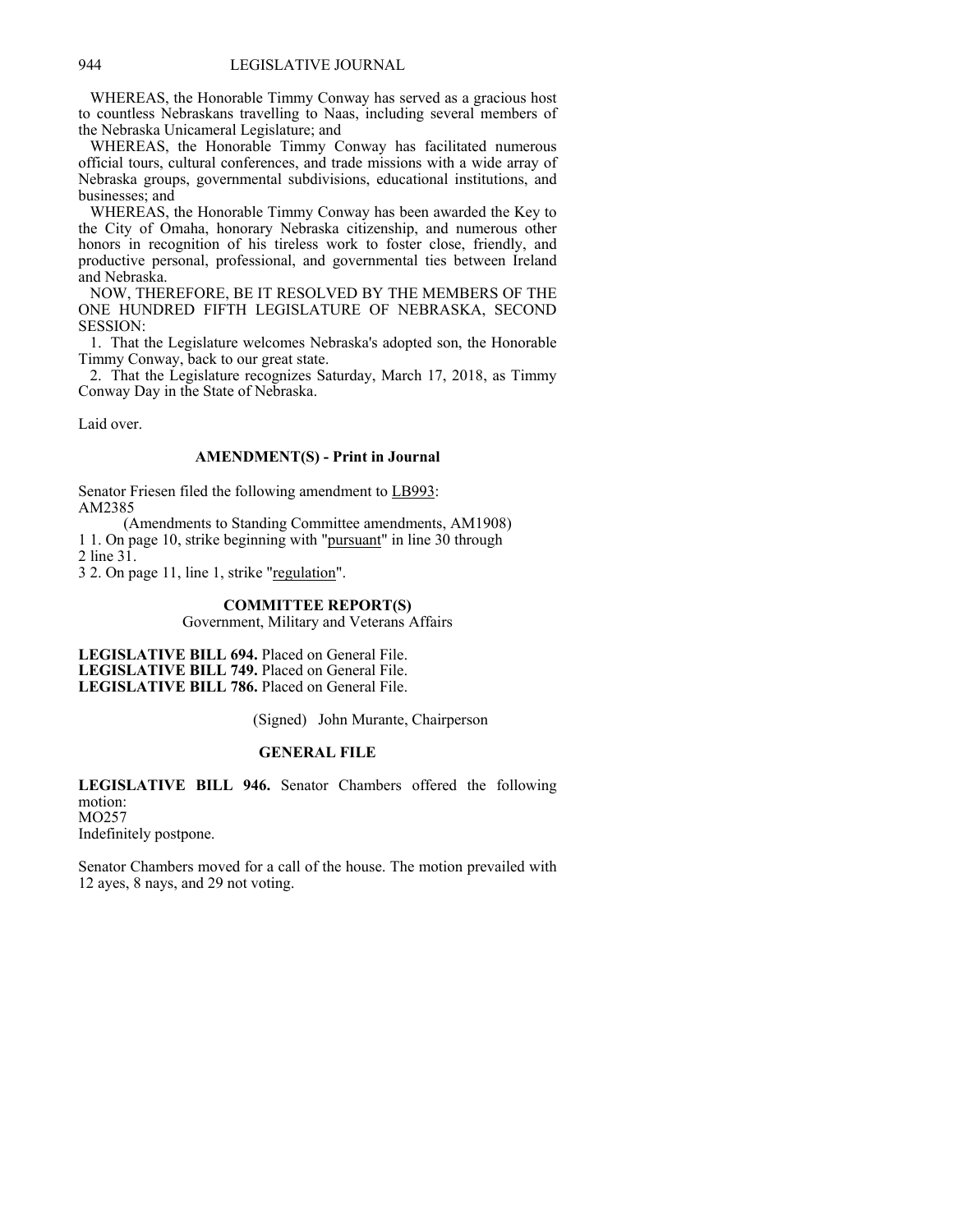WHEREAS, the Honorable Timmy Conway has served as a gracious host to countless Nebraskans travelling to Naas, including several members of the Nebraska Unicameral Legislature; and

WHEREAS, the Honorable Timmy Conway has facilitated numerous official tours, cultural conferences, and trade missions with a wide array of Nebraska groups, governmental subdivisions, educational institutions, and businesses; and

WHEREAS, the Honorable Timmy Conway has been awarded the Key to the City of Omaha, honorary Nebraska citizenship, and numerous other honors in recognition of his tireless work to foster close, friendly, and productive personal, professional, and governmental ties between Ireland and Nebraska.

NOW, THEREFORE, BE IT RESOLVED BY THE MEMBERS OF THE ONE HUNDRED FIFTH LEGISLATURE OF NEBRASKA, SECOND SESSION:

1. That the Legislature welcomes Nebraska's adopted son, the Honorable Timmy Conway, back to our great state.
2. That the Legislature recognizes Saturday, March 17, 2018, as Timmy Conway Day in the State of Nebraska.

Laid over.

## AMENDMENT(S) - Print in Journal

Senator Friesen filed the following amendment to LB993:
AM2385

(Amendments to Standing Committee amendments, AM1908)

1 1. On page 10, strike beginning with "pursuant" in line 30 through
2 line 31.
3 2. On page 11, line 1, strike "regulation".

## COMMITTEE REPORT(S)

Government, Military and Veterans Affairs

**LEGISLATIVE BILL 694.** Placed on General File.
**LEGISLATIVE BILL 749.** Placed on General File.
**LEGISLATIVE BILL 786.** Placed on General File.

(Signed) John Murante, Chairperson

## GENERAL FILE

**LEGISLATIVE BILL 946.** Senator Chambers offered the following motion:
MO257
Indefinitely postpone.

Senator Chambers moved for a call of the house. The motion prevailed with 12 ayes, 8 nays, and 29 not voting.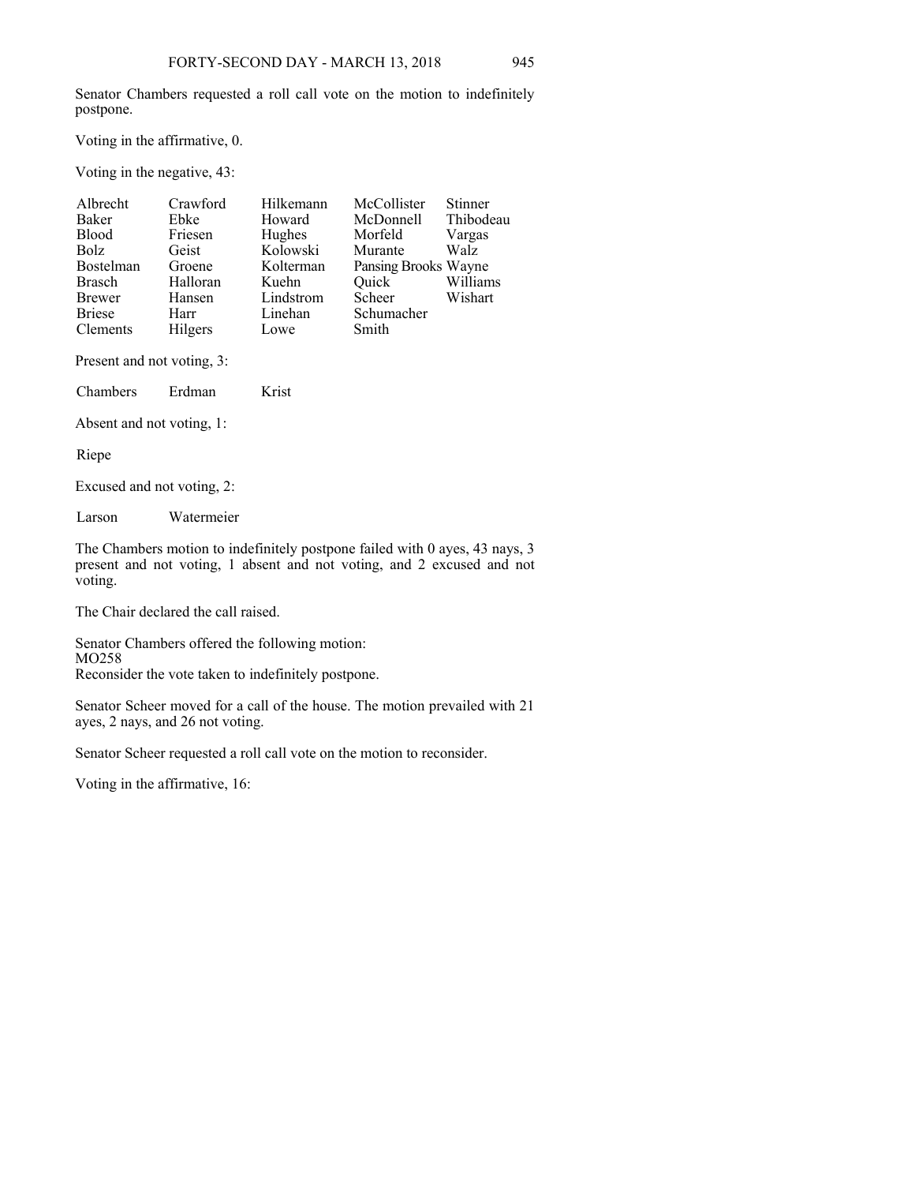Senator Chambers requested a roll call vote on the motion to indefinitely postpone.

Voting in the affirmative, 0.

Voting in the negative, 43:

| | | | | |
|---|---|---|---|---|
| Albrecht | Crawford | Hilkemann | McCollister | Stinner |
| Baker | Ebke | Howard | McDonnell | Thibodeau |
| Blood | Friesen | Hughes | Morfeld | Vargas |
| Bolz | Geist | Kolowski | Murante | Walz |
| Bostelman | Groene | Kolterman | Pansing Brooks | Wayne |
| Brasch | Halloran | Kuehn | Quick | Williams |
| Brewer | Hansen | Lindstrom | Scheer | Wishart |
| Briese | Harr | Linehan | Schumacher | |
| Clements | Hilgers | Lowe | Smith | |

Present and not voting, 3:

| | | |
|---|---|---|
| Chambers | Erdman | Krist |

Absent and not voting, 1:

Riepe

Excused and not voting, 2:

| | |
|---|---|
| Larson | Watermeier |

The Chambers motion to indefinitely postpone failed with 0 ayes, 43 nays, 3 present and not voting, 1 absent and not voting, and 2 excused and not voting.

The Chair declared the call raised.

Senator Chambers offered the following motion:
MO258
Reconsider the vote taken to indefinitely postpone.

Senator Scheer moved for a call of the house. The motion prevailed with 21 ayes, 2 nays, and 26 not voting.

Senator Scheer requested a roll call vote on the motion to reconsider.

Voting in the affirmative, 16: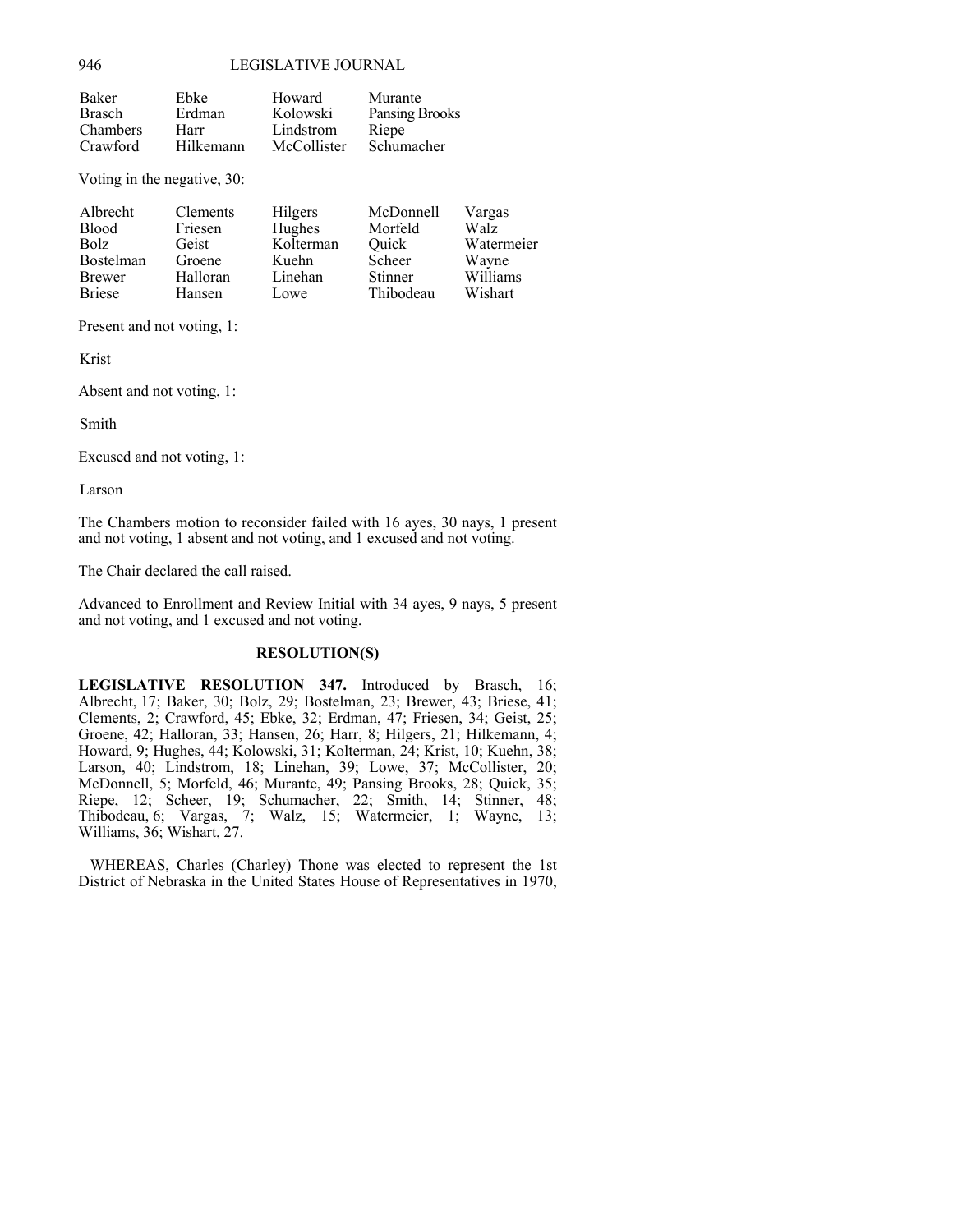| | | | |
|---|---|---|---|
| Baker | Ebke | Howard | Murante |
| Brasch | Erdman | Kolowski | Pansing Brooks |
| Chambers | Harr | Lindstrom | Riepe |
| Crawford | Hilkemann | McCollister | Schumacher |

Voting in the negative, 30:

| | | | | |
|---|---|---|---|---|
| Albrecht | Clements | Hilgers | McDonnell | Vargas |
| Blood | Friesen | Hughes | Morfeld | Walz |
| Bolz | Geist | Kolterman | Quick | Watermeier |
| Bostelman | Groene | Kuehn | Scheer | Wayne |
| Brewer | Halloran | Linehan | Stinner | Williams |
| Briese | Hansen | Lowe | Thibodeau | Wishart |

Present and not voting, 1:

Krist

Absent and not voting, 1:

Smith

Excused and not voting, 1:

Larson

The Chambers motion to reconsider failed with 16 ayes, 30 nays, 1 present and not voting, 1 absent and not voting, and 1 excused and not voting.

The Chair declared the call raised.

Advanced to Enrollment and Review Initial with 34 ayes, 9 nays, 5 present and not voting, and 1 excused and not voting.

## RESOLUTION(S)

**LEGISLATIVE RESOLUTION 347.** Introduced by Brasch, 16; Albrecht, 17; Baker, 30; Bolz, 29; Bostelman, 23; Brewer, 43; Briese, 41; Clements, 2; Crawford, 45; Ebke, 32; Erdman, 47; Friesen, 34; Geist, 25; Groene, 42; Halloran, 33; Hansen, 26; Harr, 8; Hilgers, 21; Hilkemann, 4; Howard, 9; Hughes, 44; Kolowski, 31; Kolterman, 24; Krist, 10; Kuehn, 38; Larson, 40; Lindstrom, 18; Linehan, 39; Lowe, 37; McCollister, 20; McDonnell, 5; Morfeld, 46; Murante, 49; Pansing Brooks, 28; Quick, 35; Riepe, 12; Scheer, 19; Schumacher, 22; Smith, 14; Stinner, 48; Thibodeau, 6; Vargas, 7; Walz, 15; Watermeier, 1; Wayne, 13; Williams, 36; Wishart, 27.

WHEREAS, Charles (Charley) Thone was elected to represent the 1st District of Nebraska in the United States House of Representatives in 1970,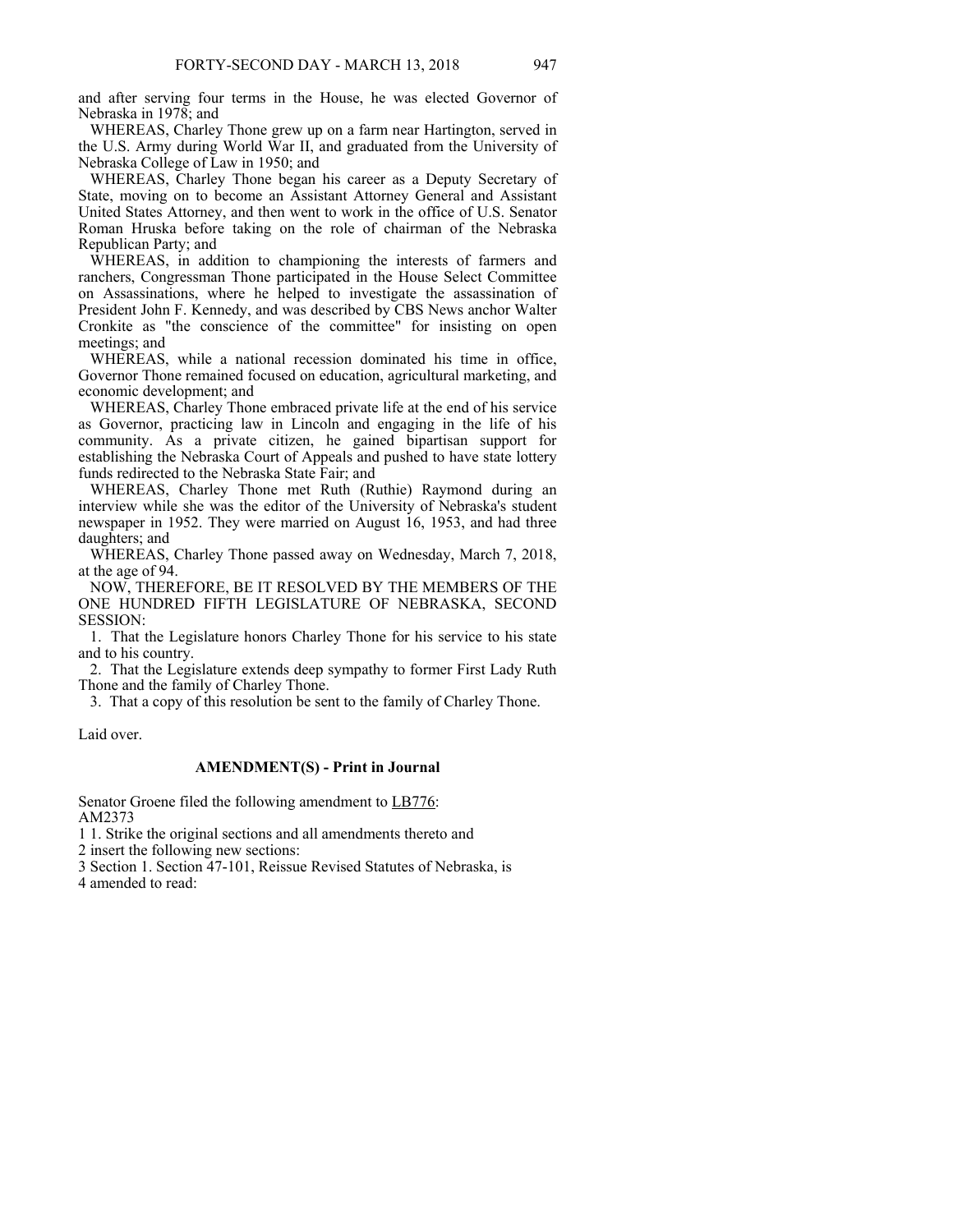and after serving four terms in the House, he was elected Governor of Nebraska in 1978; and

WHEREAS, Charley Thone grew up on a farm near Hartington, served in the U.S. Army during World War II, and graduated from the University of Nebraska College of Law in 1950; and

WHEREAS, Charley Thone began his career as a Deputy Secretary of State, moving on to become an Assistant Attorney General and Assistant United States Attorney, and then went to work in the office of U.S. Senator Roman Hruska before taking on the role of chairman of the Nebraska Republican Party; and

WHEREAS, in addition to championing the interests of farmers and ranchers, Congressman Thone participated in the House Select Committee on Assassinations, where he helped to investigate the assassination of President John F. Kennedy, and was described by CBS News anchor Walter Cronkite as "the conscience of the committee" for insisting on open meetings; and

WHEREAS, while a national recession dominated his time in office, Governor Thone remained focused on education, agricultural marketing, and economic development; and

WHEREAS, Charley Thone embraced private life at the end of his service as Governor, practicing law in Lincoln and engaging in the life of his community. As a private citizen, he gained bipartisan support for establishing the Nebraska Court of Appeals and pushed to have state lottery funds redirected to the Nebraska State Fair; and

WHEREAS, Charley Thone met Ruth (Ruthie) Raymond during an interview while she was the editor of the University of Nebraska's student newspaper in 1952. They were married on August 16, 1953, and had three daughters; and

WHEREAS, Charley Thone passed away on Wednesday, March 7, 2018, at the age of 94.

NOW, THEREFORE, BE IT RESOLVED BY THE MEMBERS OF THE ONE HUNDRED FIFTH LEGISLATURE OF NEBRASKA, SECOND SESSION:

1. That the Legislature honors Charley Thone for his service to his state and to his country.

2. That the Legislature extends deep sympathy to former First Lady Ruth Thone and the family of Charley Thone.

3. That a copy of this resolution be sent to the family of Charley Thone.

Laid over.

### AMENDMENT(S) - Print in Journal

Senator Groene filed the following amendment to LB776:
AM2373

1 1. Strike the original sections and all amendments thereto and
2 insert the following new sections:
3 Section 1. Section 47-101, Reissue Revised Statutes of Nebraska, is
4 amended to read: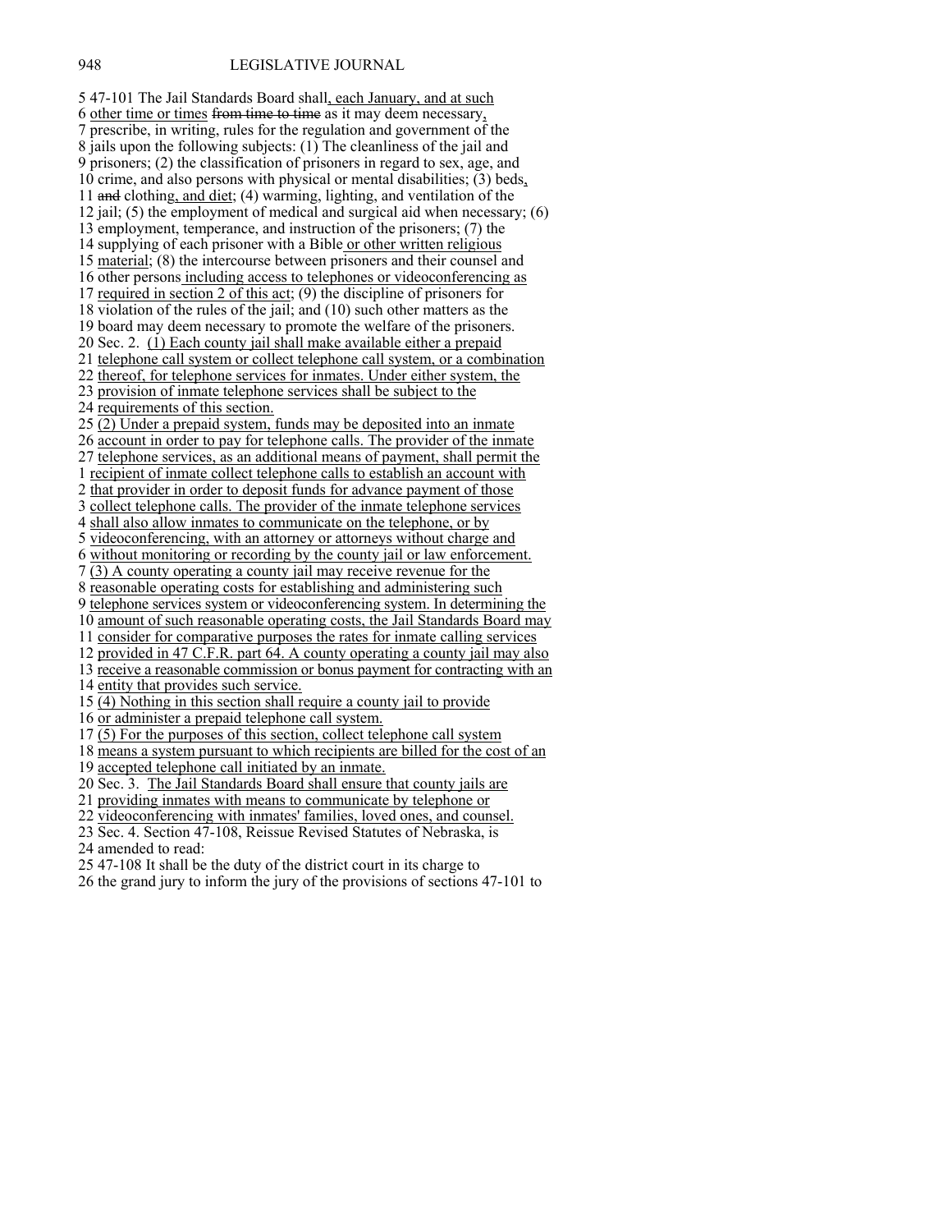5 47-101 The Jail Standards Board shall, each January, and at such
6 other time or times ~~from time to time~~ as it may deem necessary,
7 prescribe, in writing, rules for the regulation and government of the
8 jails upon the following subjects: (1) The cleanliness of the jail and
9 prisoners; (2) the classification of prisoners in regard to sex, age, and
10 crime, and also persons with physical or mental disabilities; (3) beds,
11 ~~and~~ clothing, and diet; (4) warming, lighting, and ventilation of the
12 jail; (5) the employment of medical and surgical aid when necessary; (6)
13 employment, temperance, and instruction of the prisoners; (7) the
14 supplying of each prisoner with a Bible or other written religious
15 material; (8) the intercourse between prisoners and their counsel and
16 other persons including access to telephones or videoconferencing as
17 required in section 2 of this act; (9) the discipline of prisoners for
18 violation of the rules of the jail; and (10) such other matters as the
19 board may deem necessary to promote the welfare of the prisoners.
20 Sec. 2. (1) Each county jail shall make available either a prepaid
21 telephone call system or collect telephone call system, or a combination
22 thereof, for telephone services for inmates. Under either system, the
23 provision of inmate telephone services shall be subject to the
24 requirements of this section.
25 (2) Under a prepaid system, funds may be deposited into an inmate
26 account in order to pay for telephone calls. The provider of the inmate
27 telephone services, as an additional means of payment, shall permit the
1 recipient of inmate collect telephone calls to establish an account with
2 that provider in order to deposit funds for advance payment of those
3 collect telephone calls. The provider of the inmate telephone services
4 shall also allow inmates to communicate on the telephone, or by
5 videoconferencing, with an attorney or attorneys without charge and
6 without monitoring or recording by the county jail or law enforcement.
7 (3) A county operating a county jail may receive revenue for the
8 reasonable operating costs for establishing and administering such
9 telephone services system or videoconferencing system. In determining the
10 amount of such reasonable operating costs, the Jail Standards Board may
11 consider for comparative purposes the rates for inmate calling services
12 provided in 47 C.F.R. part 64. A county operating a county jail may also
13 receive a reasonable commission or bonus payment for contracting with an
14 entity that provides such service.
15 (4) Nothing in this section shall require a county jail to provide
16 or administer a prepaid telephone call system.
17 (5) For the purposes of this section, collect telephone call system
18 means a system pursuant to which recipients are billed for the cost of an
19 accepted telephone call initiated by an inmate.
20 Sec. 3. The Jail Standards Board shall ensure that county jails are
21 providing inmates with means to communicate by telephone or
22 videoconferencing with inmates' families, loved ones, and counsel.
23 Sec. 4. Section 47-108, Reissue Revised Statutes of Nebraska, is
24 amended to read:
25 47-108 It shall be the duty of the district court in its charge to
26 the grand jury to inform the jury of the provisions of sections 47-101 to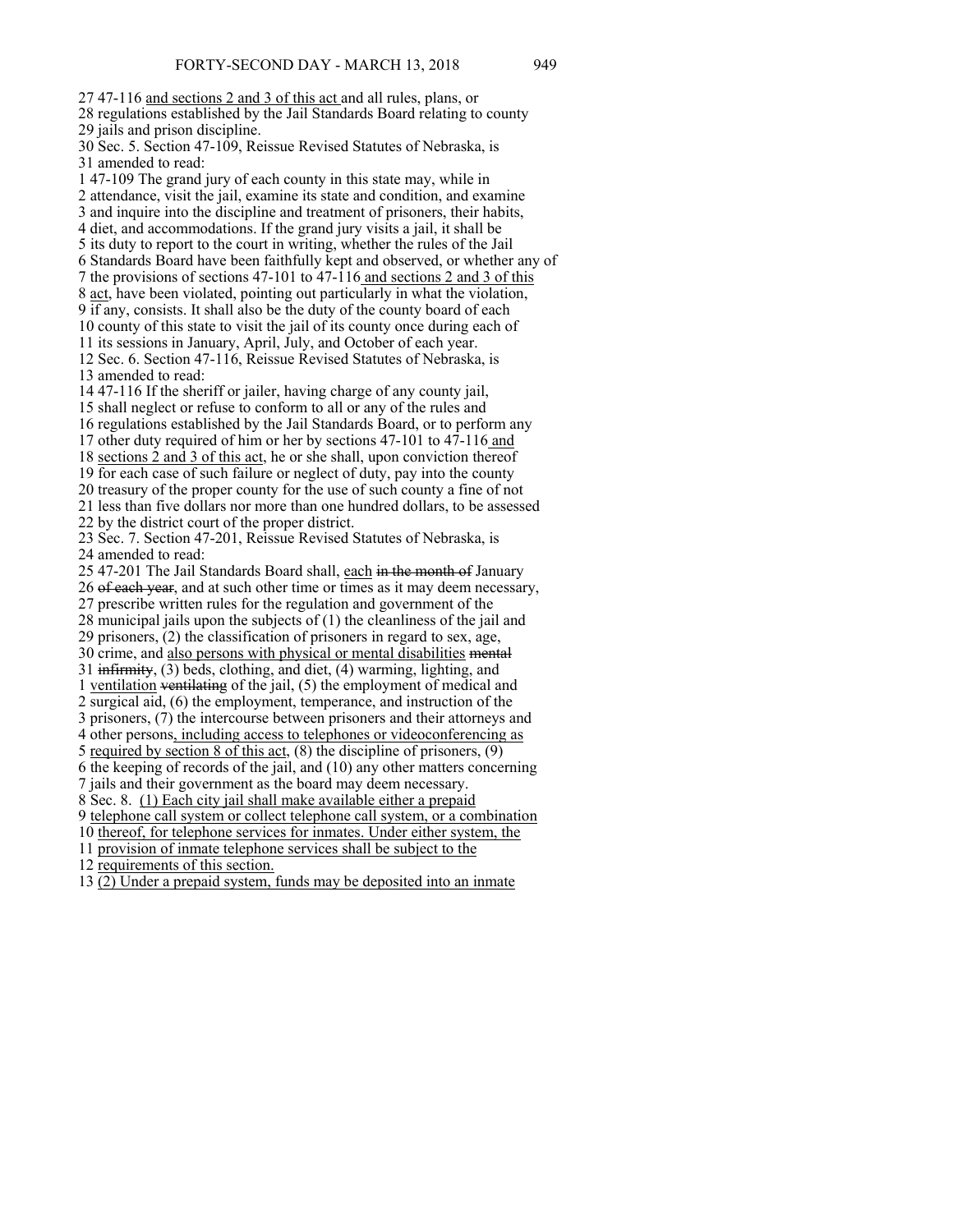27 47-116 and sections 2 and 3 of this act and all rules, plans, or
28 regulations established by the Jail Standards Board relating to county
29 jails and prison discipline.
30 Sec. 5. Section 47-109, Reissue Revised Statutes of Nebraska, is
31 amended to read:
1 47-109 The grand jury of each county in this state may, while in
2 attendance, visit the jail, examine its state and condition, and examine
3 and inquire into the discipline and treatment of prisoners, their habits,
4 diet, and accommodations. If the grand jury visits a jail, it shall be
5 its duty to report to the court in writing, whether the rules of the Jail
6 Standards Board have been faithfully kept and observed, or whether any of
7 the provisions of sections 47-101 to 47-116 and sections 2 and 3 of this
8 act, have been violated, pointing out particularly in what the violation,
9 if any, consists. It shall also be the duty of the county board of each
10 county of this state to visit the jail of its county once during each of
11 its sessions in January, April, July, and October of each year.
12 Sec. 6. Section 47-116, Reissue Revised Statutes of Nebraska, is
13 amended to read:
14 47-116 If the sheriff or jailer, having charge of any county jail,
15 shall neglect or refuse to conform to all or any of the rules and
16 regulations established by the Jail Standards Board, or to perform any
17 other duty required of him or her by sections 47-101 to 47-116 and
18 sections 2 and 3 of this act, he or she shall, upon conviction thereof
19 for each case of such failure or neglect of duty, pay into the county
20 treasury of the proper county for the use of such county a fine of not
21 less than five dollars nor more than one hundred dollars, to be assessed
22 by the district court of the proper district.
23 Sec. 7. Section 47-201, Reissue Revised Statutes of Nebraska, is
24 amended to read:
25 47-201 The Jail Standards Board shall, each ~~in the month of~~ January
26 ~~of each year~~, and at such other time or times as it may deem necessary,
27 prescribe written rules for the regulation and government of the
28 municipal jails upon the subjects of (1) the cleanliness of the jail and
29 prisoners, (2) the classification of prisoners in regard to sex, age,
30 crime, and also persons with physical or mental disabilities ~~mental~~
31 ~~infirmity~~, (3) beds, clothing, and diet, (4) warming, lighting, and
1 ventilation ~~ventilating~~ of the jail, (5) the employment of medical and
2 surgical aid, (6) the employment, temperance, and instruction of the
3 prisoners, (7) the intercourse between prisoners and their attorneys and
4 other persons, including access to telephones or videoconferencing as
5 required by section 8 of this act, (8) the discipline of prisoners, (9)
6 the keeping of records of the jail, and (10) any other matters concerning
7 jails and their government as the board may deem necessary.
8 Sec. 8. (1) Each city jail shall make available either a prepaid
9 telephone call system or collect telephone call system, or a combination
10 thereof, for telephone services for inmates. Under either system, the
11 provision of inmate telephone services shall be subject to the
12 requirements of this section.
13 (2) Under a prepaid system, funds may be deposited into an inmate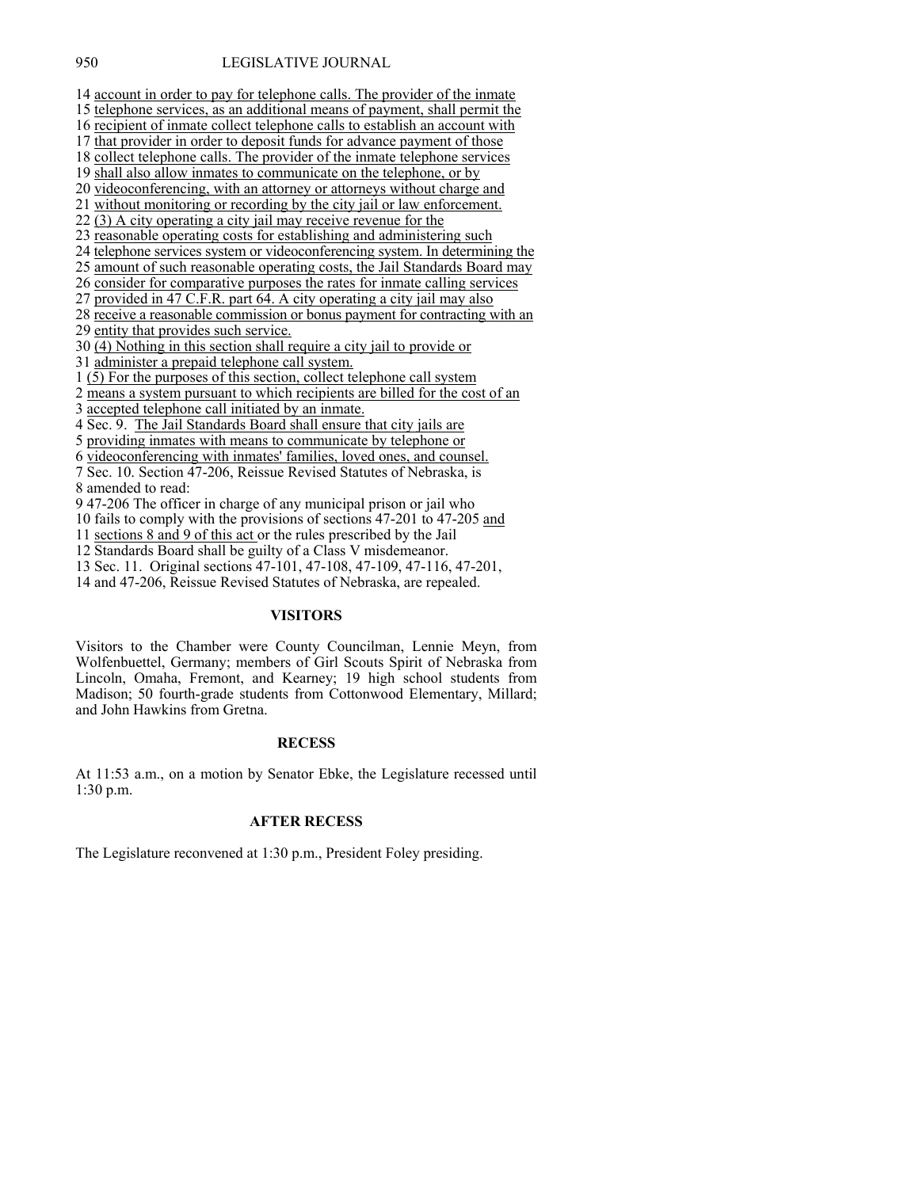14 account in order to pay for telephone calls. The provider of the inmate
15 telephone services, as an additional means of payment, shall permit the
16 recipient of inmate collect telephone calls to establish an account with
17 that provider in order to deposit funds for advance payment of those
18 collect telephone calls. The provider of the inmate telephone services
19 shall also allow inmates to communicate on the telephone, or by
20 videoconferencing, with an attorney or attorneys without charge and
21 without monitoring or recording by the city jail or law enforcement.
22 (3) A city operating a city jail may receive revenue for the
23 reasonable operating costs for establishing and administering such
24 telephone services system or videoconferencing system. In determining the
25 amount of such reasonable operating costs, the Jail Standards Board may
26 consider for comparative purposes the rates for inmate calling services
27 provided in 47 C.F.R. part 64. A city operating a city jail may also
28 receive a reasonable commission or bonus payment for contracting with an
29 entity that provides such service.
30 (4) Nothing in this section shall require a city jail to provide or
31 administer a prepaid telephone call system.
1 (5) For the purposes of this section, collect telephone call system
2 means a system pursuant to which recipients are billed for the cost of an
3 accepted telephone call initiated by an inmate.
4 Sec. 9. The Jail Standards Board shall ensure that city jails are
5 providing inmates with means to communicate by telephone or
6 videoconferencing with inmates' families, loved ones, and counsel.
7 Sec. 10. Section 47-206, Reissue Revised Statutes of Nebraska, is
8 amended to read:
9 47-206 The officer in charge of any municipal prison or jail who
10 fails to comply with the provisions of sections 47-201 to 47-205 and
11 sections 8 and 9 of this act or the rules prescribed by the Jail
12 Standards Board shall be guilty of a Class V misdemeanor.
13 Sec. 11. Original sections 47-101, 47-108, 47-109, 47-116, 47-201,
14 and 47-206, Reissue Revised Statutes of Nebraska, are repealed.

## VISITORS

Visitors to the Chamber were County Councilman, Lennie Meyn, from Wolfenbuettel, Germany; members of Girl Scouts Spirit of Nebraska from Lincoln, Omaha, Fremont, and Kearney; 19 high school students from Madison; 50 fourth-grade students from Cottonwood Elementary, Millard; and John Hawkins from Gretna.

## RECESS

At 11:53 a.m., on a motion by Senator Ebke, the Legislature recessed until 1:30 p.m.

## AFTER RECESS

The Legislature reconvened at 1:30 p.m., President Foley presiding.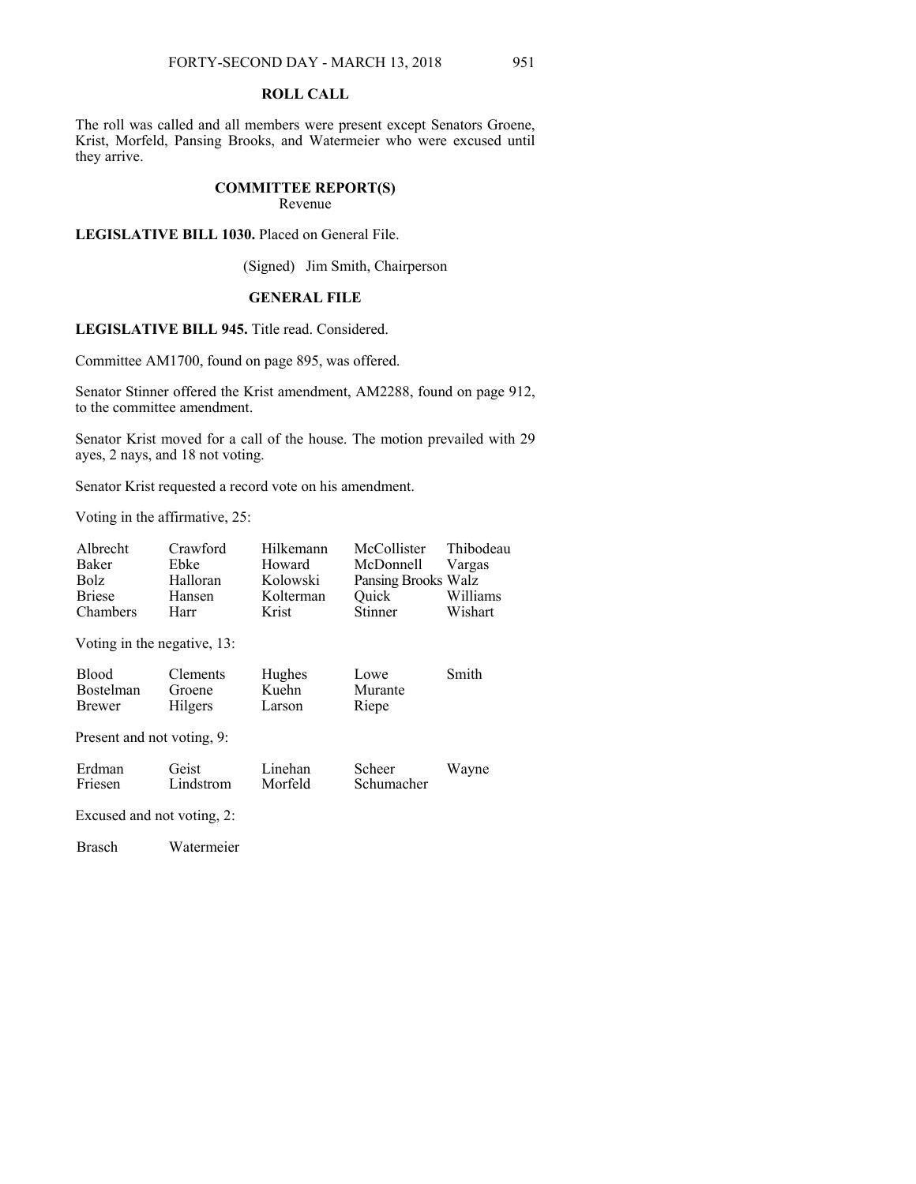## ROLL CALL

The roll was called and all members were present except Senators Groene, Krist, Morfeld, Pansing Brooks, and Watermeier who were excused until they arrive.

## COMMITTEE REPORT(S)

Revenue

**LEGISLATIVE BILL 1030.** Placed on General File.

(Signed) Jim Smith, Chairperson

## GENERAL FILE

**LEGISLATIVE BILL 945.** Title read. Considered.

Committee AM1700, found on page 895, was offered.

Senator Stinner offered the Krist amendment, AM2288, found on page 912, to the committee amendment.

Senator Krist moved for a call of the house. The motion prevailed with 29 ayes, 2 nays, and 18 not voting.

Senator Krist requested a record vote on his amendment.

Voting in the affirmative, 25:

| | | | | |
|---|---|---|---|---|
| Albrecht | Crawford | Hilkemann | McCollister | Thibodeau |
| Baker | Ebke | Howard | McDonnell | Vargas |
| Bolz | Halloran | Kolowski | Pansing Brooks | Walz |
| Briese | Hansen | Kolterman | Quick | Williams |
| Chambers | Harr | Krist | Stinner | Wishart |

Voting in the negative, 13:

| | | | | |
|---|---|---|---|---|
| Blood | Clements | Hughes | Lowe | Smith |
| Bostelman | Groene | Kuehn | Murante | |
| Brewer | Hilgers | Larson | Riepe | |

Present and not voting, 9:

| | | | | |
|---|---|---|---|---|
| Erdman | Geist | Linehan | Scheer | Wayne |
| Friesen | Lindstrom | Morfeld | Schumacher | |

Excused and not voting, 2:

| | |
|---|---|
| Brasch | Watermeier |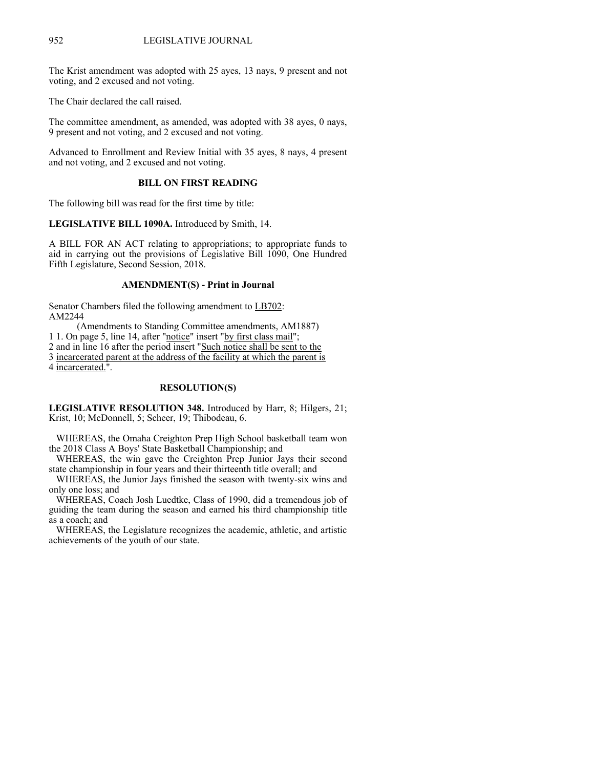The Krist amendment was adopted with 25 ayes, 13 nays, 9 present and not voting, and 2 excused and not voting.

The Chair declared the call raised.

The committee amendment, as amended, was adopted with 38 ayes, 0 nays, 9 present and not voting, and 2 excused and not voting.

Advanced to Enrollment and Review Initial with 35 ayes, 8 nays, 4 present and not voting, and 2 excused and not voting.

## BILL ON FIRST READING

The following bill was read for the first time by title:

**LEGISLATIVE BILL 1090A.** Introduced by Smith, 14.

A BILL FOR AN ACT relating to appropriations; to appropriate funds to aid in carrying out the provisions of Legislative Bill 1090, One Hundred Fifth Legislature, Second Session, 2018.

## AMENDMENT(S) - Print in Journal

Senator Chambers filed the following amendment to LB702:
AM2244

(Amendments to Standing Committee amendments, AM1887)
1 1. On page 5, line 14, after "notice" insert "by first class mail";
2 and in line 16 after the period insert "Such notice shall be sent to the
3 incarcerated parent at the address of the facility at which the parent is
4 incarcerated.".

## RESOLUTION(S)

**LEGISLATIVE RESOLUTION 348.** Introduced by Harr, 8; Hilgers, 21; Krist, 10; McDonnell, 5; Scheer, 19; Thibodeau, 6.

WHEREAS, the Omaha Creighton Prep High School basketball team won the 2018 Class A Boys' State Basketball Championship; and

WHEREAS, the win gave the Creighton Prep Junior Jays their second state championship in four years and their thirteenth title overall; and

WHEREAS, the Junior Jays finished the season with twenty-six wins and only one loss; and

WHEREAS, Coach Josh Luedtke, Class of 1990, did a tremendous job of guiding the team during the season and earned his third championship title as a coach; and

WHEREAS, the Legislature recognizes the academic, athletic, and artistic achievements of the youth of our state.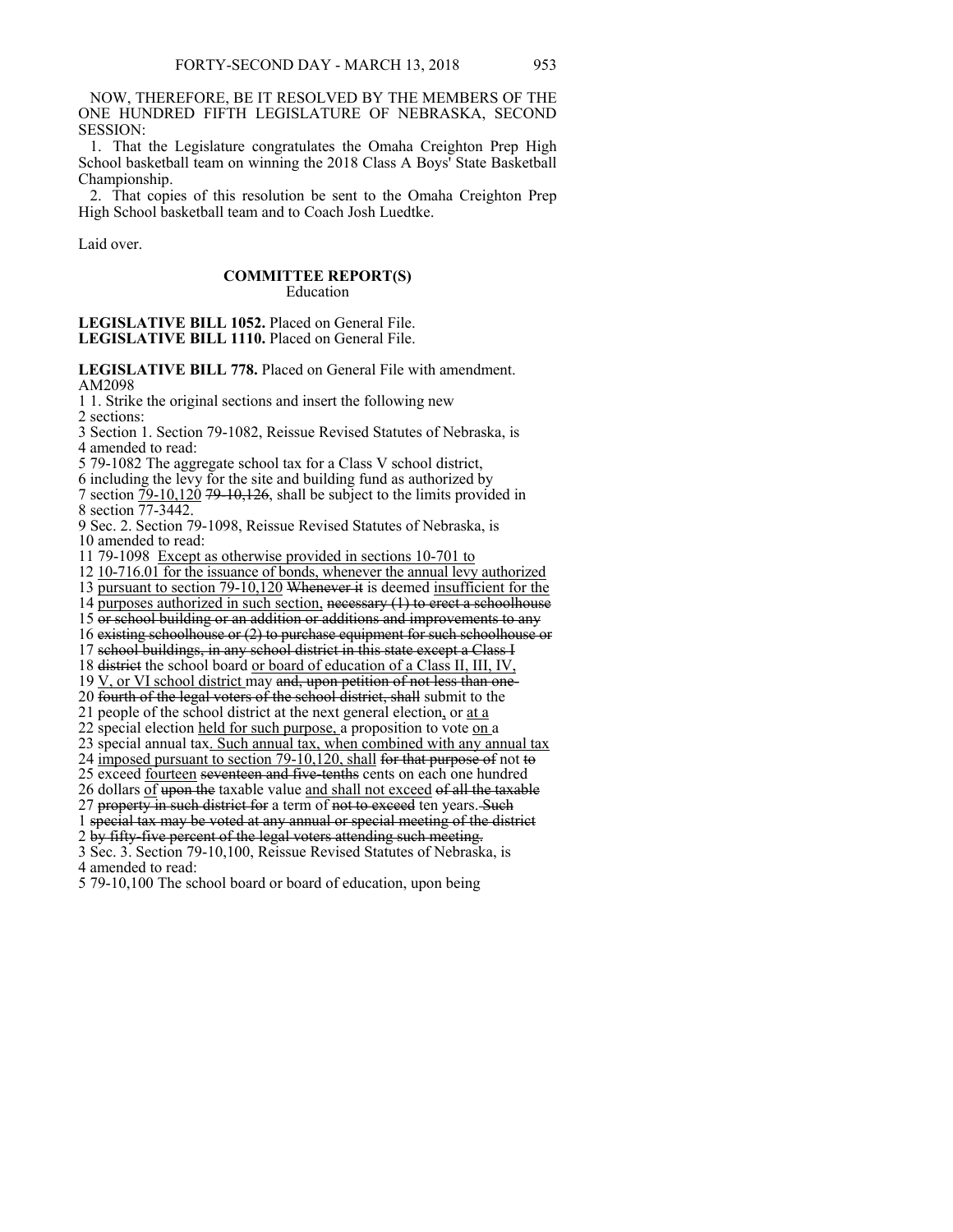NOW, THEREFORE, BE IT RESOLVED BY THE MEMBERS OF THE ONE HUNDRED FIFTH LEGISLATURE OF NEBRASKA, SECOND SESSION:

1. That the Legislature congratulates the Omaha Creighton Prep High School basketball team on winning the 2018 Class A Boys' State Basketball Championship.

2. That copies of this resolution be sent to the Omaha Creighton Prep High School basketball team and to Coach Josh Luedtke.

Laid over.

## COMMITTEE REPORT(S)

Education

**LEGISLATIVE BILL 1052.** Placed on General File.
**LEGISLATIVE BILL 1110.** Placed on General File.

**LEGISLATIVE BILL 778.** Placed on General File with amendment.
AM2098

1 1. Strike the original sections and insert the following new
2 sections:
3 Section 1. Section 79-1082, Reissue Revised Statutes of Nebraska, is
4 amended to read:
5 79-1082 The aggregate school tax for a Class V school district,
6 including the levy for the site and building fund as authorized by
7 section <u>79-10,120</u> ~~79-10,126~~, shall be subject to the limits provided in
8 section 77-3442.
9 Sec. 2. Section 79-1098, Reissue Revised Statutes of Nebraska, is
10 amended to read:
11 79-1098 <u>Except as otherwise provided in sections 10-701 to</u>
12 <u>10-716.01 for the issuance of bonds, whenever the annual levy authorized</u>
13 <u>pursuant to section 79-10,120</u> ~~Whenever it~~ is deemed <u>insufficient for the</u>
14 <u>purposes authorized in such section,</u> ~~necessary (1) to erect a schoolhouse~~
15 ~~or school building or an addition or additions and improvements to any~~
16 ~~existing schoolhouse or (2) to purchase equipment for such schoolhouse or~~
17 ~~school buildings, in any school district in this state except a Class I~~
18 ~~district~~ the school board <u>or board of education of a Class II, III, IV,</u>
19 <u>V, or VI school district</u> may ~~and, upon petition of not less than one-~~
20 ~~fourth of the legal voters of the school district, shall~~ submit to the
21 people of the school district at the next general election<u>,</u> or <u>at a</u>
22 special election <u>held for such purpose,</u> a proposition to vote <u>on</u> a
23 special annual tax<u>. Such annual tax, when combined with any annual tax</u>
24 <u>imposed pursuant to section 79-10,120, shall</u> ~~for that purpose of~~ not ~~to~~
25 exceed <u>fourteen</u> ~~seventeen and five-tenths~~ cents on each one hundred
26 dollars <u>of</u> ~~upon the~~ taxable value <u>and shall not exceed</u> ~~of all the taxable~~
27 ~~property in such district for~~ a term of ~~not to exceed~~ ten years. ~~Such~~
1 ~~special tax may be voted at any annual or special meeting of the district~~
2 ~~by fifty-five percent of the legal voters attending such meeting.~~
3 Sec. 3. Section 79-10,100, Reissue Revised Statutes of Nebraska, is
4 amended to read:
5 79-10,100 The school board or board of education, upon being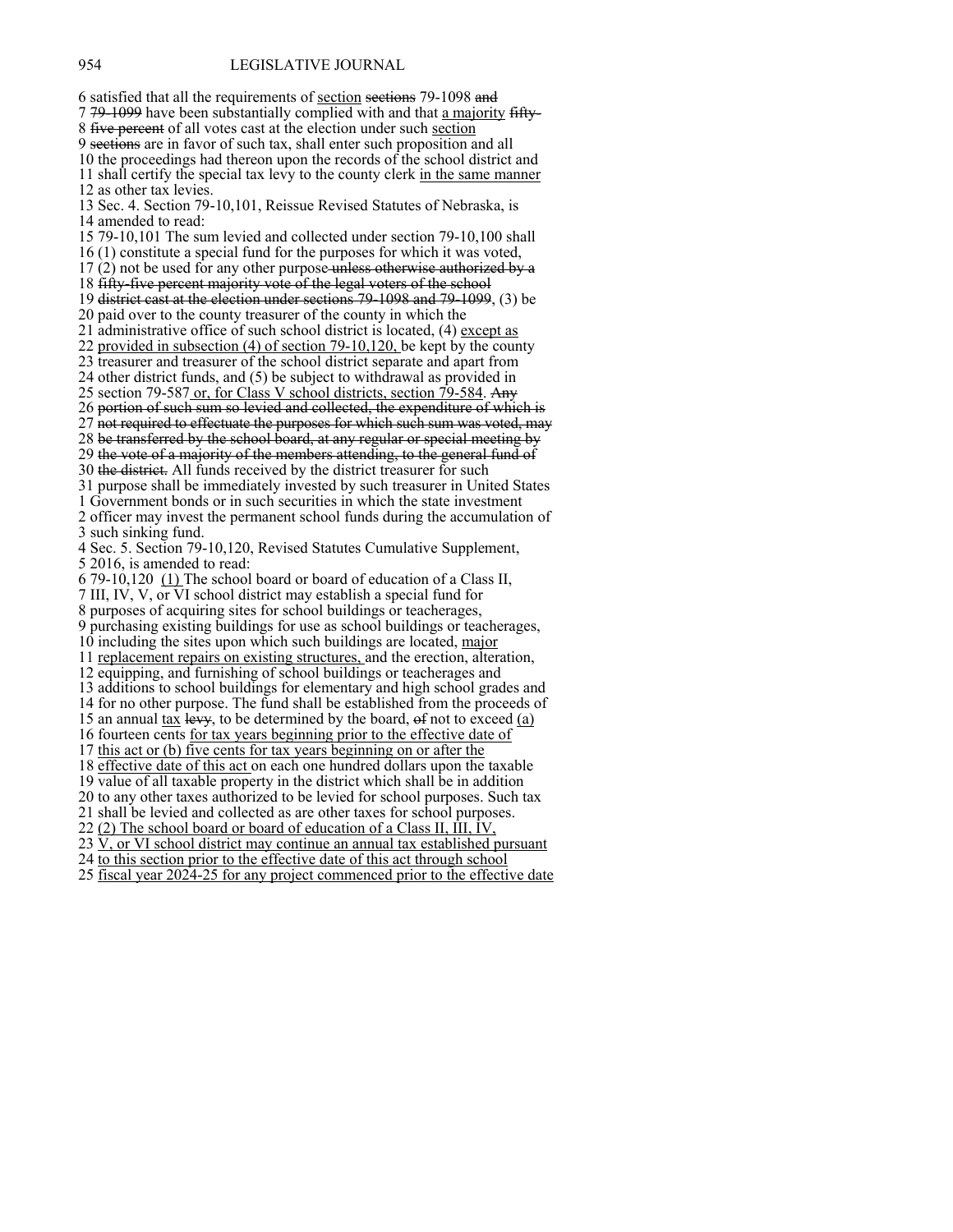6 satisfied that all the requirements of section ~~sections~~ 79-1098 ~~and~~
7 ~~79-1099~~ have been substantially complied with and that a majority ~~fifty-~~
8 ~~five percent~~ of all votes cast at the election under such section
9 ~~sections~~ are in favor of such tax, shall enter such proposition and all
10 the proceedings had thereon upon the records of the school district and
11 shall certify the special tax levy to the county clerk in the same manner
12 as other tax levies.
13 Sec. 4. Section 79-10,101, Reissue Revised Statutes of Nebraska, is
14 amended to read:
15 79-10,101 The sum levied and collected under section 79-10,100 shall
16 (1) constitute a special fund for the purposes for which it was voted,
17 (2) not be used for any other purpose ~~unless otherwise authorized by a~~
18 ~~fifty-five percent majority vote of the legal voters of the school~~
19 ~~district cast at the election under sections 79-1098 and 79-1099~~, (3) be
20 paid over to the county treasurer of the county in which the
21 administrative office of such school district is located, (4) except as
22 provided in subsection (4) of section 79-10,120, be kept by the county
23 treasurer and treasurer of the school district separate and apart from
24 other district funds, and (5) be subject to withdrawal as provided in
25 section 79-587 or, for Class V school districts, section 79-584. ~~Any~~
26 ~~portion of such sum so levied and collected, the expenditure of which is~~
27 ~~not required to effectuate the purposes for which such sum was voted, may~~
28 ~~be transferred by the school board, at any regular or special meeting by~~
29 ~~the vote of a majority of the members attending, to the general fund of~~
30 ~~the district.~~ All funds received by the district treasurer for such
31 purpose shall be immediately invested by such treasurer in United States
1 Government bonds or in such securities in which the state investment
2 officer may invest the permanent school funds during the accumulation of
3 such sinking fund.
4 Sec. 5. Section 79-10,120, Revised Statutes Cumulative Supplement,
5 2016, is amended to read:
6 79-10,120 (1) The school board or board of education of a Class II,
7 III, IV, V, or VI school district may establish a special fund for
8 purposes of acquiring sites for school buildings or teacherages,
9 purchasing existing buildings for use as school buildings or teacherages,
10 including the sites upon which such buildings are located, major
11 replacement repairs on existing structures, and the erection, alteration,
12 equipping, and furnishing of school buildings or teacherages and
13 additions to school buildings for elementary and high school grades and
14 for no other purpose. The fund shall be established from the proceeds of
15 an annual tax ~~levy~~, to be determined by the board, ~~of~~ not to exceed (a)
16 fourteen cents for tax years beginning prior to the effective date of
17 this act or (b) five cents for tax years beginning on or after the
18 effective date of this act on each one hundred dollars upon the taxable
19 value of all taxable property in the district which shall be in addition
20 to any other taxes authorized to be levied for school purposes. Such tax
21 shall be levied and collected as are other taxes for school purposes.
22 (2) The school board or board of education of a Class II, III, IV,
23 V, or VI school district may continue an annual tax established pursuant
24 to this section prior to the effective date of this act through school
25 fiscal year 2024-25 for any project commenced prior to the effective date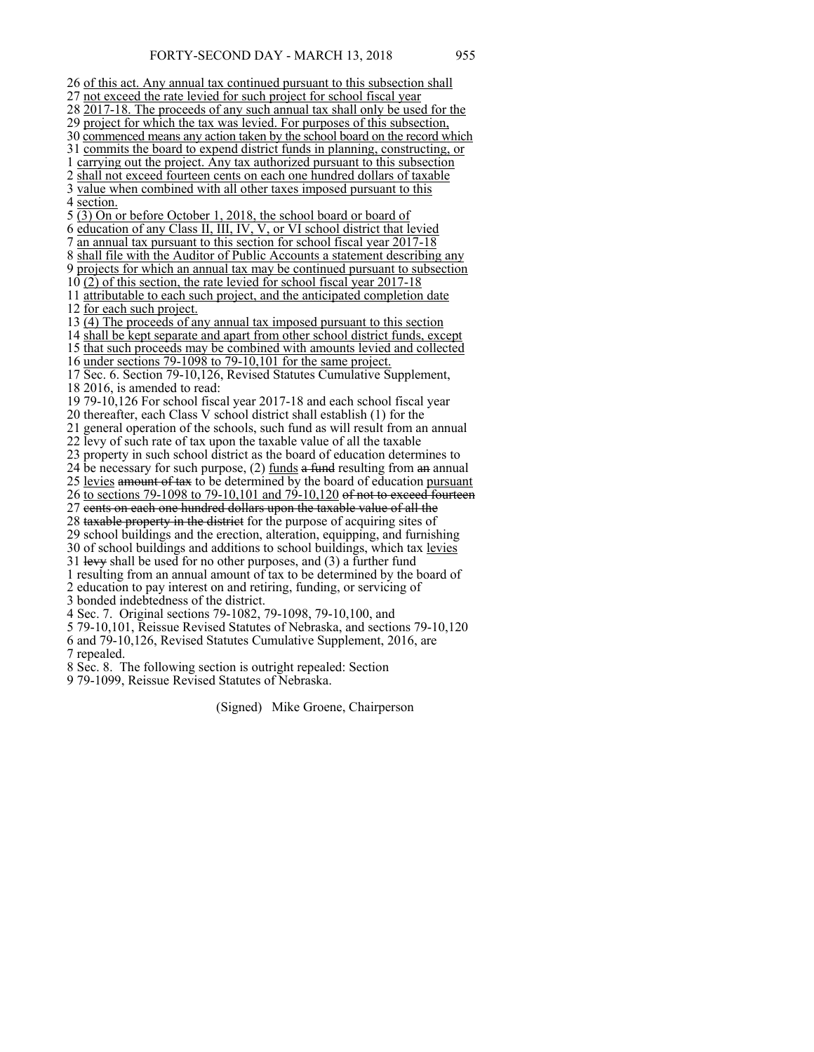26 of this act. Any annual tax continued pursuant to this subsection shall
27 not exceed the rate levied for such project for school fiscal year
28 2017-18. The proceeds of any such annual tax shall only be used for the
29 project for which the tax was levied. For purposes of this subsection,
30 commenced means any action taken by the school board on the record which
31 commits the board to expend district funds in planning, constructing, or
1 carrying out the project. Any tax authorized pursuant to this subsection
2 shall not exceed fourteen cents on each one hundred dollars of taxable
3 value when combined with all other taxes imposed pursuant to this
4 section.
5 (3) On or before October 1, 2018, the school board or board of
6 education of any Class II, III, IV, V, or VI school district that levied
7 an annual tax pursuant to this section for school fiscal year 2017-18
8 shall file with the Auditor of Public Accounts a statement describing any
9 projects for which an annual tax may be continued pursuant to subsection
10 (2) of this section, the rate levied for school fiscal year 2017-18
11 attributable to each such project, and the anticipated completion date
12 for each such project.
13 (4) The proceeds of any annual tax imposed pursuant to this section
14 shall be kept separate and apart from other school district funds, except
15 that such proceeds may be combined with amounts levied and collected
16 under sections 79-1098 to 79-10,101 for the same project.
17 Sec. 6. Section 79-10,126, Revised Statutes Cumulative Supplement,
18 2016, is amended to read:
19 79-10,126 For school fiscal year 2017-18 and each school fiscal year
20 thereafter, each Class V school district shall establish (1) for the
21 general operation of the schools, such fund as will result from an annual
22 levy of such rate of tax upon the taxable value of all the taxable
23 property in such school district as the board of education determines to
24 be necessary for such purpose, (2) funds ~~a fund~~ resulting from ~~an~~ annual
25 levies ~~amount of tax~~ to be determined by the board of education pursuant
26 to sections 79-1098 to 79-10,101 and 79-10,120 ~~of not to exceed fourteen~~
27 ~~cents on each one hundred dollars upon the taxable value of all the~~
28 ~~taxable property in the district~~ for the purpose of acquiring sites of
29 school buildings and the erection, alteration, equipping, and furnishing
30 of school buildings and additions to school buildings, which tax levies
31 ~~levy~~ shall be used for no other purposes, and (3) a further fund
1 resulting from an annual amount of tax to be determined by the board of
2 education to pay interest on and retiring, funding, or servicing of
3 bonded indebtedness of the district.
4 Sec. 7. Original sections 79-1082, 79-1098, 79-10,100, and
5 79-10,101, Reissue Revised Statutes of Nebraska, and sections 79-10,120
6 and 79-10,126, Revised Statutes Cumulative Supplement, 2016, are
7 repealed.
8 Sec. 8. The following section is outright repealed: Section
9 79-1099, Reissue Revised Statutes of Nebraska.

(Signed) Mike Groene, Chairperson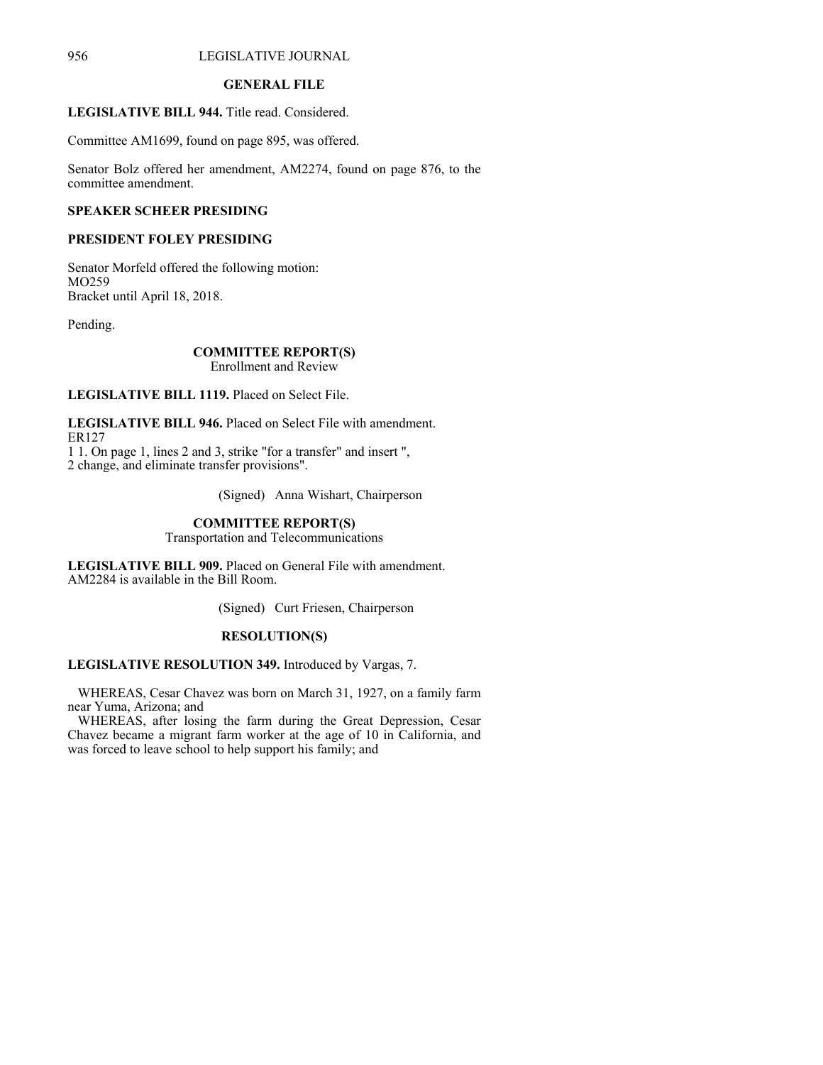## GENERAL FILE

**LEGISLATIVE BILL 944.** Title read. Considered.

Committee AM1699, found on page 895, was offered.

Senator Bolz offered her amendment, AM2274, found on page 876, to the committee amendment.

### SPEAKER SCHEER PRESIDING

### PRESIDENT FOLEY PRESIDING

Senator Morfeld offered the following motion:
MO259
Bracket until April 18, 2018.

Pending.

## COMMITTEE REPORT(S)
Enrollment and Review

**LEGISLATIVE BILL 1119.** Placed on Select File.

**LEGISLATIVE BILL 946.** Placed on Select File with amendment.
ER127
1 1. On page 1, lines 2 and 3, strike "for a transfer" and insert ",
2 change, and eliminate transfer provisions".

(Signed) Anna Wishart, Chairperson

## COMMITTEE REPORT(S)
Transportation and Telecommunications

**LEGISLATIVE BILL 909.** Placed on General File with amendment.
AM2284 is available in the Bill Room.

(Signed) Curt Friesen, Chairperson

## RESOLUTION(S)

**LEGISLATIVE RESOLUTION 349.** Introduced by Vargas, 7.

WHEREAS, Cesar Chavez was born on March 31, 1927, on a family farm near Yuma, Arizona; and

WHEREAS, after losing the farm during the Great Depression, Cesar Chavez became a migrant farm worker at the age of 10 in California, and was forced to leave school to help support his family; and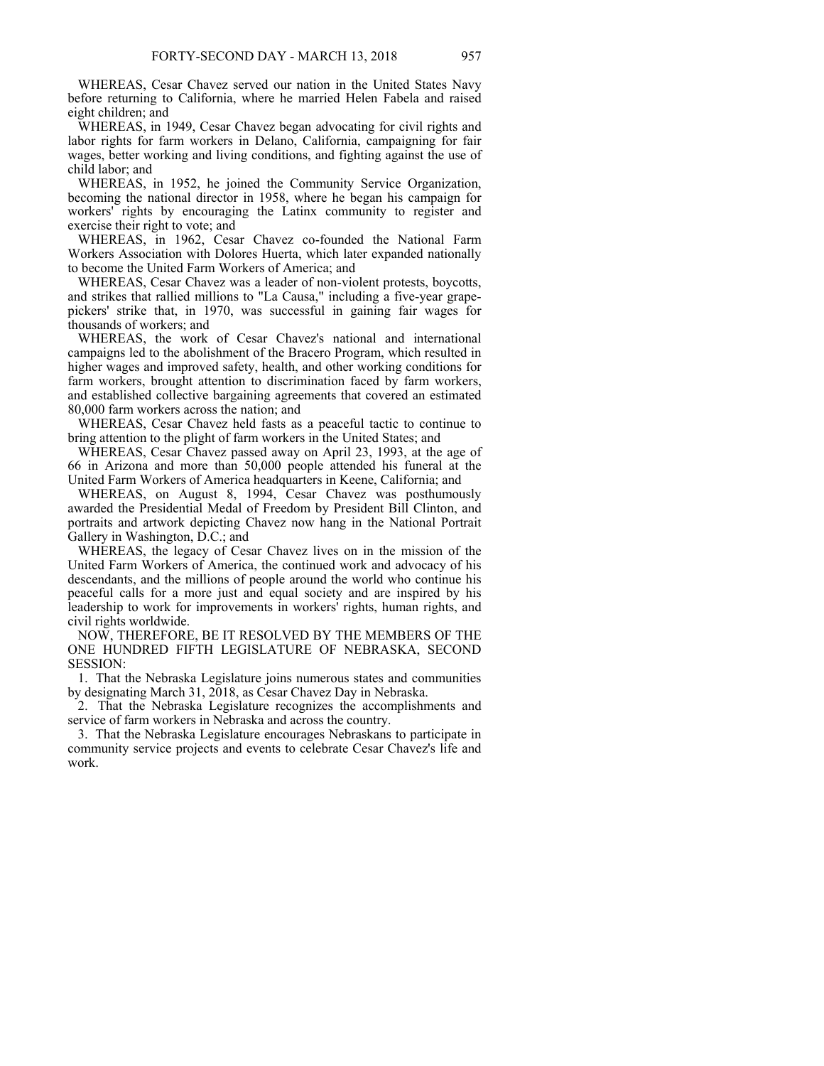WHEREAS, Cesar Chavez served our nation in the United States Navy before returning to California, where he married Helen Fabela and raised eight children; and

WHEREAS, in 1949, Cesar Chavez began advocating for civil rights and labor rights for farm workers in Delano, California, campaigning for fair wages, better working and living conditions, and fighting against the use of child labor; and

WHEREAS, in 1952, he joined the Community Service Organization, becoming the national director in 1958, where he began his campaign for workers' rights by encouraging the Latinx community to register and exercise their right to vote; and

WHEREAS, in 1962, Cesar Chavez co-founded the National Farm Workers Association with Dolores Huerta, which later expanded nationally to become the United Farm Workers of America; and

WHEREAS, Cesar Chavez was a leader of non-violent protests, boycotts, and strikes that rallied millions to "La Causa," including a five-year grape-pickers' strike that, in 1970, was successful in gaining fair wages for thousands of workers; and

WHEREAS, the work of Cesar Chavez's national and international campaigns led to the abolishment of the Bracero Program, which resulted in higher wages and improved safety, health, and other working conditions for farm workers, brought attention to discrimination faced by farm workers, and established collective bargaining agreements that covered an estimated 80,000 farm workers across the nation; and

WHEREAS, Cesar Chavez held fasts as a peaceful tactic to continue to bring attention to the plight of farm workers in the United States; and

WHEREAS, Cesar Chavez passed away on April 23, 1993, at the age of 66 in Arizona and more than 50,000 people attended his funeral at the United Farm Workers of America headquarters in Keene, California; and

WHEREAS, on August 8, 1994, Cesar Chavez was posthumously awarded the Presidential Medal of Freedom by President Bill Clinton, and portraits and artwork depicting Chavez now hang in the National Portrait Gallery in Washington, D.C.; and

WHEREAS, the legacy of Cesar Chavez lives on in the mission of the United Farm Workers of America, the continued work and advocacy of his descendants, and the millions of people around the world who continue his peaceful calls for a more just and equal society and are inspired by his leadership to work for improvements in workers' rights, human rights, and civil rights worldwide.

NOW, THEREFORE, BE IT RESOLVED BY THE MEMBERS OF THE ONE HUNDRED FIFTH LEGISLATURE OF NEBRASKA, SECOND SESSION:

1. That the Nebraska Legislature joins numerous states and communities by designating March 31, 2018, as Cesar Chavez Day in Nebraska.

2. That the Nebraska Legislature recognizes the accomplishments and service of farm workers in Nebraska and across the country.

3. That the Nebraska Legislature encourages Nebraskans to participate in community service projects and events to celebrate Cesar Chavez's life and work.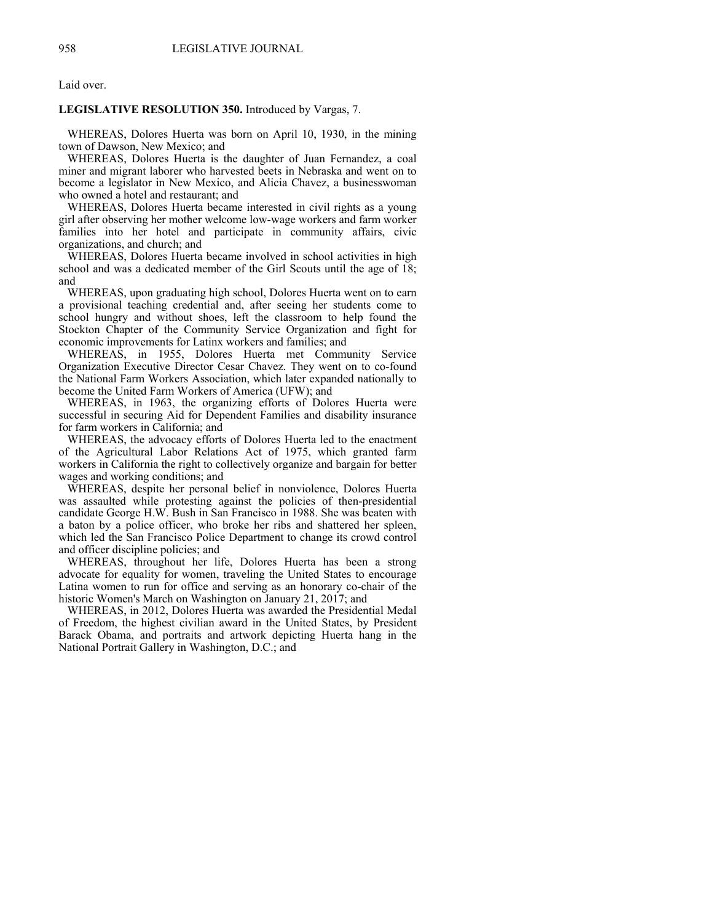Laid over.

**LEGISLATIVE RESOLUTION 350.** Introduced by Vargas, 7.

WHEREAS, Dolores Huerta was born on April 10, 1930, in the mining town of Dawson, New Mexico; and

WHEREAS, Dolores Huerta is the daughter of Juan Fernandez, a coal miner and migrant laborer who harvested beets in Nebraska and went on to become a legislator in New Mexico, and Alicia Chavez, a businesswoman who owned a hotel and restaurant; and

WHEREAS, Dolores Huerta became interested in civil rights as a young girl after observing her mother welcome low-wage workers and farm worker families into her hotel and participate in community affairs, civic organizations, and church; and

WHEREAS, Dolores Huerta became involved in school activities in high school and was a dedicated member of the Girl Scouts until the age of 18; and

WHEREAS, upon graduating high school, Dolores Huerta went on to earn a provisional teaching credential and, after seeing her students come to school hungry and without shoes, left the classroom to help found the Stockton Chapter of the Community Service Organization and fight for economic improvements for Latinx workers and families; and

WHEREAS, in 1955, Dolores Huerta met Community Service Organization Executive Director Cesar Chavez. They went on to co-found the National Farm Workers Association, which later expanded nationally to become the United Farm Workers of America (UFW); and

WHEREAS, in 1963, the organizing efforts of Dolores Huerta were successful in securing Aid for Dependent Families and disability insurance for farm workers in California; and

WHEREAS, the advocacy efforts of Dolores Huerta led to the enactment of the Agricultural Labor Relations Act of 1975, which granted farm workers in California the right to collectively organize and bargain for better wages and working conditions; and

WHEREAS, despite her personal belief in nonviolence, Dolores Huerta was assaulted while protesting against the policies of then-presidential candidate George H.W. Bush in San Francisco in 1988. She was beaten with a baton by a police officer, who broke her ribs and shattered her spleen, which led the San Francisco Police Department to change its crowd control and officer discipline policies; and

WHEREAS, throughout her life, Dolores Huerta has been a strong advocate for equality for women, traveling the United States to encourage Latina women to run for office and serving as an honorary co-chair of the historic Women's March on Washington on January 21, 2017; and

WHEREAS, in 2012, Dolores Huerta was awarded the Presidential Medal of Freedom, the highest civilian award in the United States, by President Barack Obama, and portraits and artwork depicting Huerta hang in the National Portrait Gallery in Washington, D.C.; and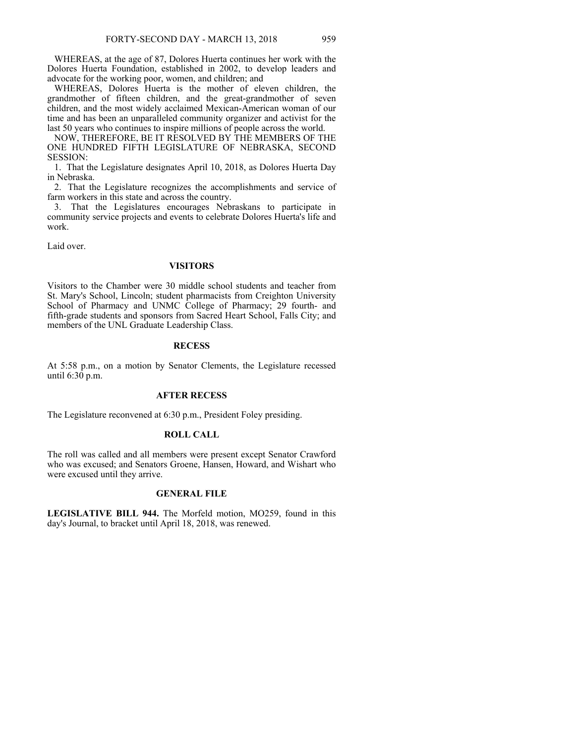WHEREAS, at the age of 87, Dolores Huerta continues her work with the Dolores Huerta Foundation, established in 2002, to develop leaders and advocate for the working poor, women, and children; and

WHEREAS, Dolores Huerta is the mother of eleven children, the grandmother of fifteen children, and the great-grandmother of seven children, and the most widely acclaimed Mexican-American woman of our time and has been an unparalleled community organizer and activist for the last 50 years who continues to inspire millions of people across the world.

NOW, THEREFORE, BE IT RESOLVED BY THE MEMBERS OF THE ONE HUNDRED FIFTH LEGISLATURE OF NEBRASKA, SECOND SESSION:

1. That the Legislature designates April 10, 2018, as Dolores Huerta Day in Nebraska.

2. That the Legislature recognizes the accomplishments and service of farm workers in this state and across the country.

3. That the Legislatures encourages Nebraskans to participate in community service projects and events to celebrate Dolores Huerta's life and work.

Laid over.

## VISITORS

Visitors to the Chamber were 30 middle school students and teacher from St. Mary's School, Lincoln; student pharmacists from Creighton University School of Pharmacy and UNMC College of Pharmacy; 29 fourth- and fifth-grade students and sponsors from Sacred Heart School, Falls City; and members of the UNL Graduate Leadership Class.

## RECESS

At 5:58 p.m., on a motion by Senator Clements, the Legislature recessed until 6:30 p.m.

## AFTER RECESS

The Legislature reconvened at 6:30 p.m., President Foley presiding.

## ROLL CALL

The roll was called and all members were present except Senator Crawford who was excused; and Senators Groene, Hansen, Howard, and Wishart who were excused until they arrive.

## GENERAL FILE

**LEGISLATIVE BILL 944.** The Morfeld motion, MO259, found in this day's Journal, to bracket until April 18, 2018, was renewed.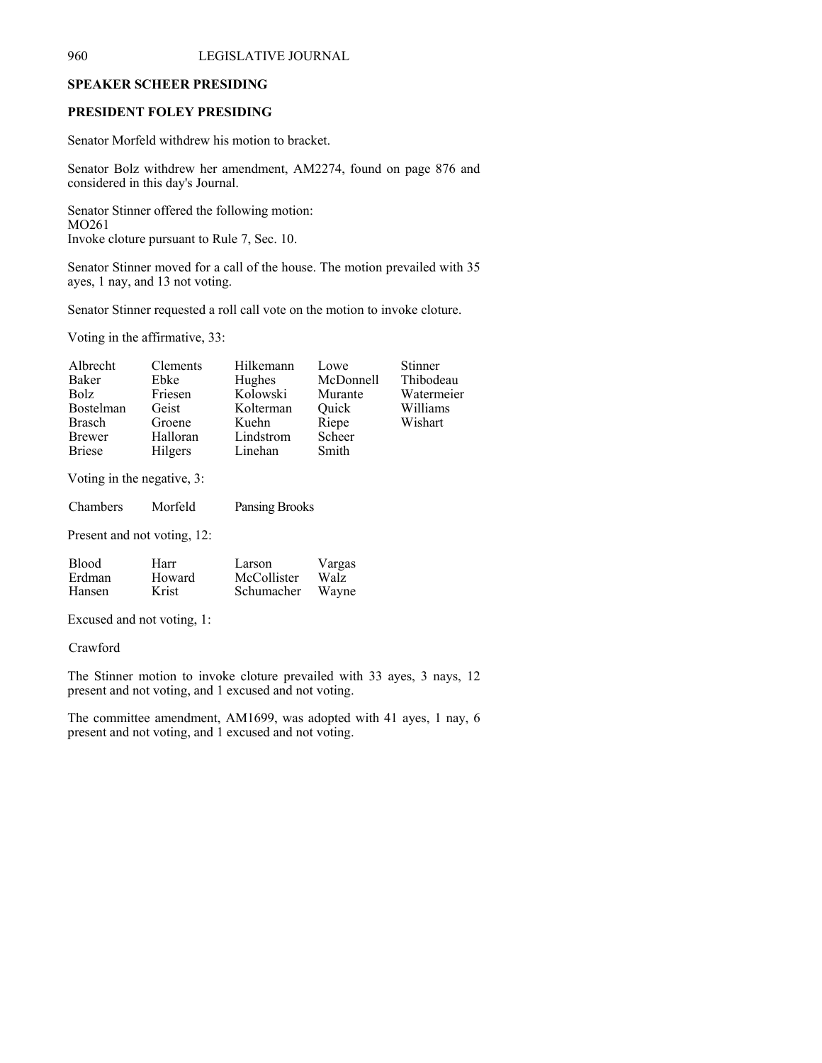**SPEAKER SCHEER PRESIDING**

**PRESIDENT FOLEY PRESIDING**

Senator Morfeld withdrew his motion to bracket.

Senator Bolz withdrew her amendment, AM2274, found on page 876 and considered in this day's Journal.

Senator Stinner offered the following motion:
MO261
Invoke cloture pursuant to Rule 7, Sec. 10.

Senator Stinner moved for a call of the house. The motion prevailed with 35 ayes, 1 nay, and 13 not voting.

Senator Stinner requested a roll call vote on the motion to invoke cloture.

Voting in the affirmative, 33:

| | | | | |
|---|---|---|---|---|
| Albrecht | Clements | Hilkemann | Lowe | Stinner |
| Baker | Ebke | Hughes | McDonnell | Thibodeau |
| Bolz | Friesen | Kolowski | Murante | Watermeier |
| Bostelman | Geist | Kolterman | Quick | Williams |
| Brasch | Groene | Kuehn | Riepe | Wishart |
| Brewer | Halloran | Lindstrom | Scheer | |
| Briese | Hilgers | Linehan | Smith | |

Voting in the negative, 3:

| | | |
|---|---|---|
| Chambers | Morfeld | Pansing Brooks |

Present and not voting, 12:

| | | | |
|---|---|---|---|
| Blood | Harr | Larson | Vargas |
| Erdman | Howard | McCollister | Walz |
| Hansen | Krist | Schumacher | Wayne |

Excused and not voting, 1:

Crawford

The Stinner motion to invoke cloture prevailed with 33 ayes, 3 nays, 12 present and not voting, and 1 excused and not voting.

The committee amendment, AM1699, was adopted with 41 ayes, 1 nay, 6 present and not voting, and 1 excused and not voting.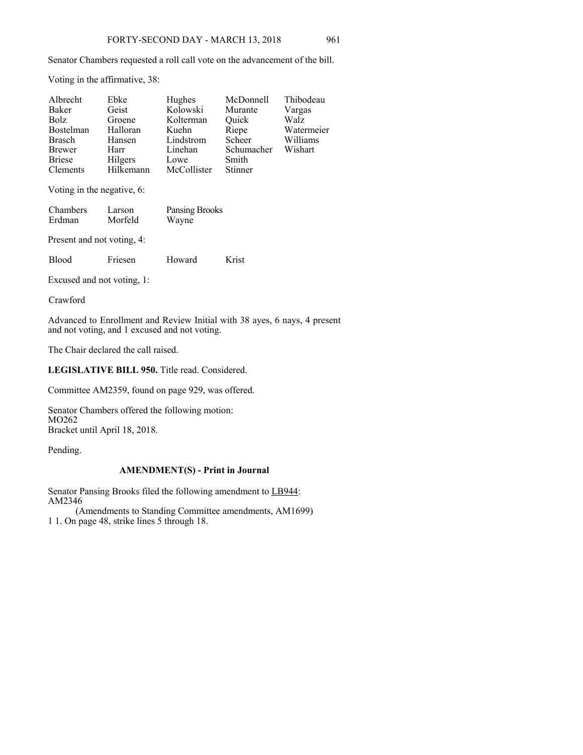Senator Chambers requested a roll call vote on the advancement of the bill.

Voting in the affirmative, 38:

| | | | | |
|---|---|---|---|---|
| Albrecht | Ebke | Hughes | McDonnell | Thibodeau |
| Baker | Geist | Kolowski | Murante | Vargas |
| Bolz | Groene | Kolterman | Quick | Walz |
| Bostelman | Halloran | Kuehn | Riepe | Watermeier |
| Brasch | Hansen | Lindstrom | Scheer | Williams |
| Brewer | Harr | Linehan | Schumacher | Wishart |
| Briese | Hilgers | Lowe | Smith | |
| Clements | Hilkemann | McCollister | Stinner | |

Voting in the negative, 6:

| | | |
|---|---|---|
| Chambers | Larson | Pansing Brooks |
| Erdman | Morfeld | Wayne |

Present and not voting, 4:

| | | | |
|---|---|---|---|
| Blood | Friesen | Howard | Krist |

Excused and not voting, 1:

Crawford

Advanced to Enrollment and Review Initial with 38 ayes, 6 nays, 4 present and not voting, and 1 excused and not voting.

The Chair declared the call raised.

**LEGISLATIVE BILL 950.** Title read. Considered.

Committee AM2359, found on page 929, was offered.

Senator Chambers offered the following motion:
MO262
Bracket until April 18, 2018.

Pending.

## AMENDMENT(S) - Print in Journal

Senator Pansing Brooks filed the following amendment to LB944:
AM2346

(Amendments to Standing Committee amendments, AM1699)

1 1. On page 48, strike lines 5 through 18.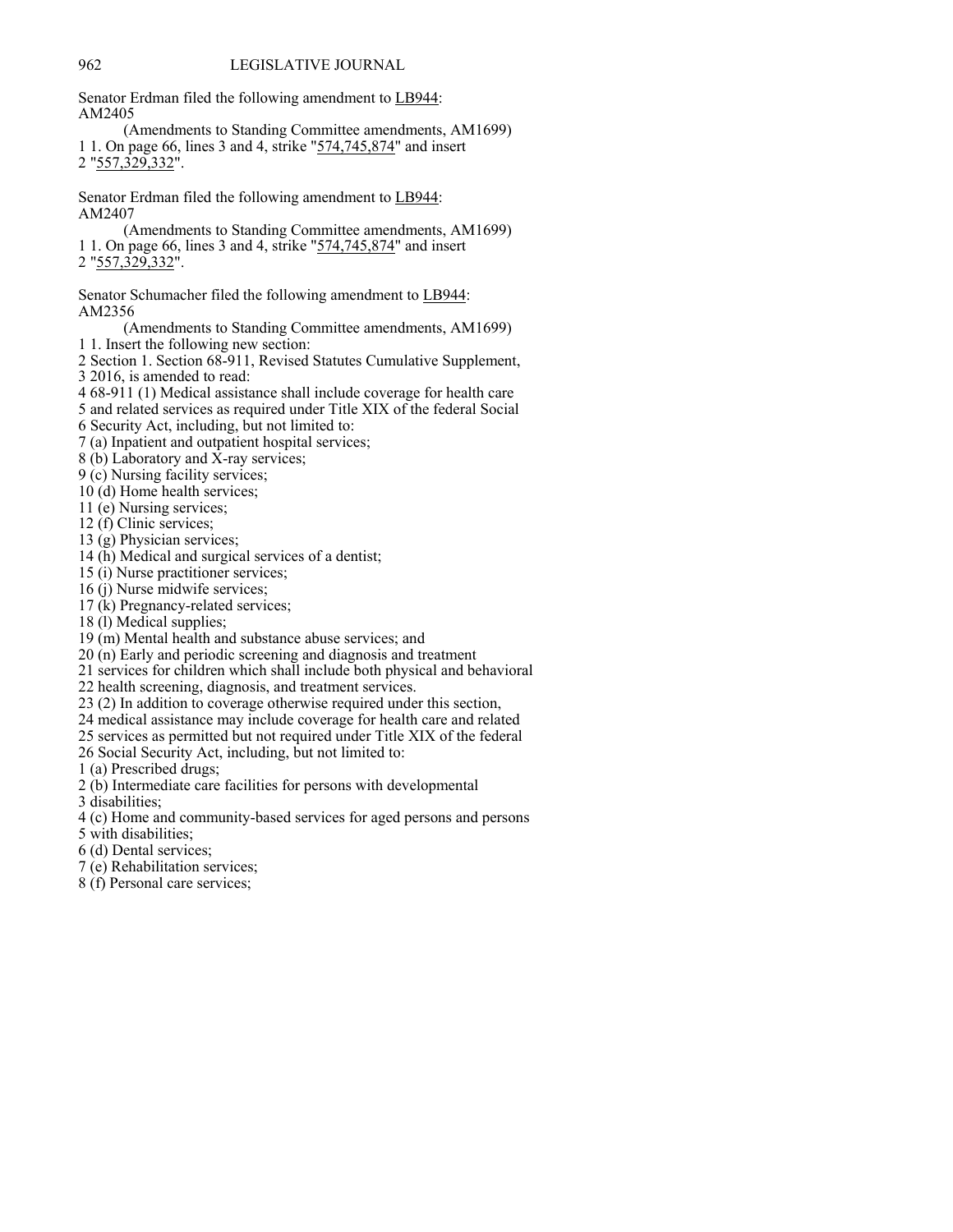Senator Erdman filed the following amendment to LB944:
AM2405

(Amendments to Standing Committee amendments, AM1699)

1 1. On page 66, lines 3 and 4, strike "574,745,874" and insert
2 "557,329,332".

Senator Erdman filed the following amendment to LB944:
AM2407

(Amendments to Standing Committee amendments, AM1699)

1 1. On page 66, lines 3 and 4, strike "574,745,874" and insert
2 "557,329,332".

Senator Schumacher filed the following amendment to LB944:
AM2356

(Amendments to Standing Committee amendments, AM1699)

1 1. Insert the following new section:
2 Section 1. Section 68-911, Revised Statutes Cumulative Supplement,
3 2016, is amended to read:
4 68-911 (1) Medical assistance shall include coverage for health care
5 and related services as required under Title XIX of the federal Social
6 Security Act, including, but not limited to:
7 (a) Inpatient and outpatient hospital services;
8 (b) Laboratory and X-ray services;
9 (c) Nursing facility services;
10 (d) Home health services;
11 (e) Nursing services;
12 (f) Clinic services;
13 (g) Physician services;
14 (h) Medical and surgical services of a dentist;
15 (i) Nurse practitioner services;
16 (j) Nurse midwife services;
17 (k) Pregnancy-related services;
18 (l) Medical supplies;
19 (m) Mental health and substance abuse services; and
20 (n) Early and periodic screening and diagnosis and treatment
21 services for children which shall include both physical and behavioral
22 health screening, diagnosis, and treatment services.
23 (2) In addition to coverage otherwise required under this section,
24 medical assistance may include coverage for health care and related
25 services as permitted but not required under Title XIX of the federal
26 Social Security Act, including, but not limited to:
1 (a) Prescribed drugs;
2 (b) Intermediate care facilities for persons with developmental
3 disabilities;
4 (c) Home and community-based services for aged persons and persons
5 with disabilities;
6 (d) Dental services;
7 (e) Rehabilitation services;
8 (f) Personal care services;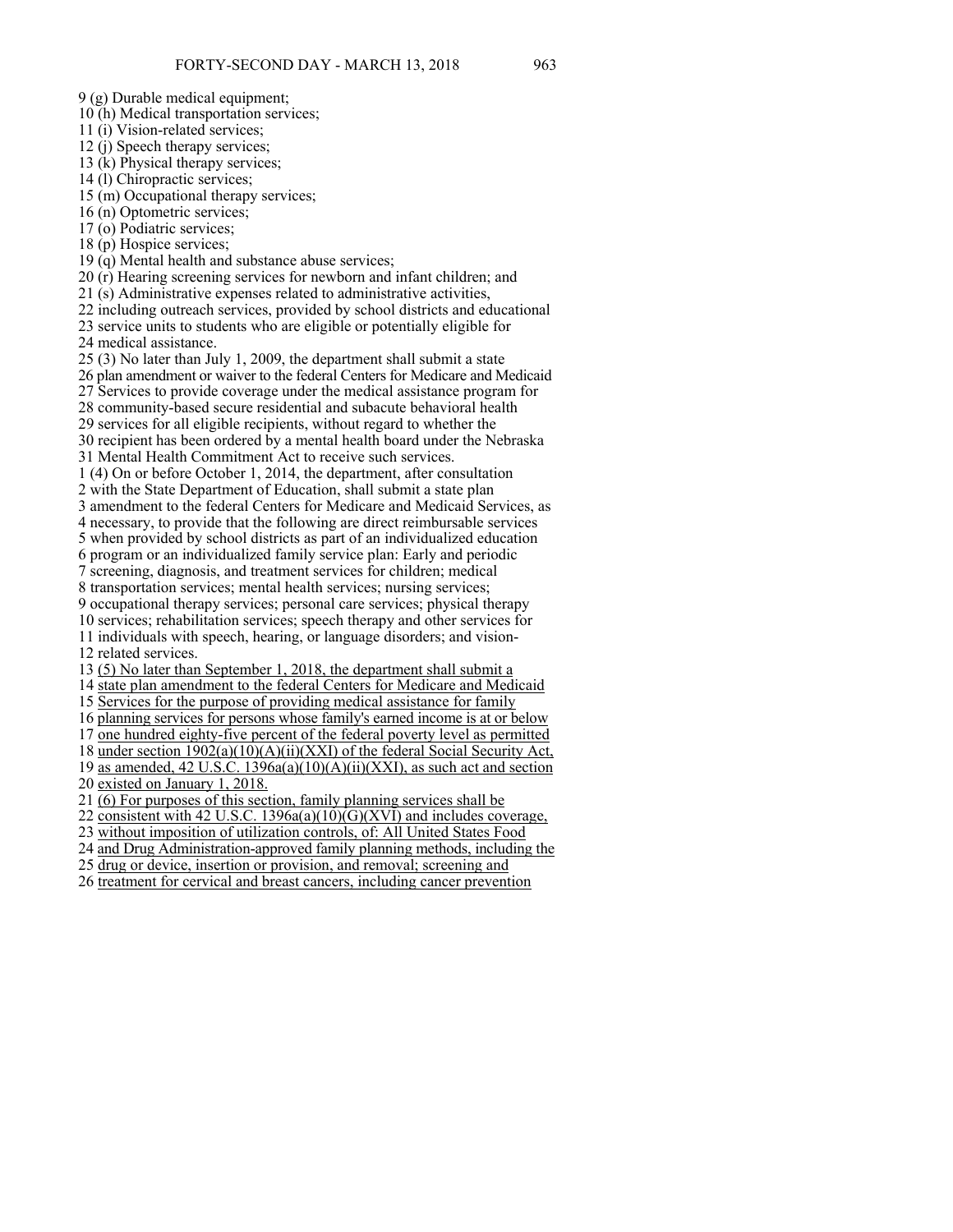9 (g) Durable medical equipment;
10 (h) Medical transportation services;
11 (i) Vision-related services;
12 (j) Speech therapy services;
13 (k) Physical therapy services;
14 (l) Chiropractic services;
15 (m) Occupational therapy services;
16 (n) Optometric services;
17 (o) Podiatric services;
18 (p) Hospice services;
19 (q) Mental health and substance abuse services;
20 (r) Hearing screening services for newborn and infant children; and
21 (s) Administrative expenses related to administrative activities,
22 including outreach services, provided by school districts and educational
23 service units to students who are eligible or potentially eligible for
24 medical assistance.
25 (3) No later than July 1, 2009, the department shall submit a state
26 plan amendment or waiver to the federal Centers for Medicare and Medicaid
27 Services to provide coverage under the medical assistance program for
28 community-based secure residential and subacute behavioral health
29 services for all eligible recipients, without regard to whether the
30 recipient has been ordered by a mental health board under the Nebraska
31 Mental Health Commitment Act to receive such services.
1 (4) On or before October 1, 2014, the department, after consultation
2 with the State Department of Education, shall submit a state plan
3 amendment to the federal Centers for Medicare and Medicaid Services, as
4 necessary, to provide that the following are direct reimbursable services
5 when provided by school districts as part of an individualized education
6 program or an individualized family service plan: Early and periodic
7 screening, diagnosis, and treatment services for children; medical
8 transportation services; mental health services; nursing services;
9 occupational therapy services; personal care services; physical therapy
10 services; rehabilitation services; speech therapy and other services for
11 individuals with speech, hearing, or language disorders; and vision-
12 related services.
13 <u>(5) No later than September 1, 2018, the department shall submit a</u>
14 <u>state plan amendment to the federal Centers for Medicare and Medicaid</u>
15 <u>Services for the purpose of providing medical assistance for family</u>
16 <u>planning services for persons whose family's earned income is at or below</u>
17 <u>one hundred eighty-five percent of the federal poverty level as permitted</u>
18 <u>under section 1902(a)(10)(A)(ii)(XXI) of the federal Social Security Act,</u>
19 <u>as amended, 42 U.S.C. 1396a(a)(10)(A)(ii)(XXI), as such act and section</u>
20 <u>existed on January 1, 2018.</u>
21 <u>(6) For purposes of this section, family planning services shall be</u>
22 <u>consistent with 42 U.S.C. 1396a(a)(10)(G)(XVI) and includes coverage,</u>
23 <u>without imposition of utilization controls, of: All United States Food</u>
24 <u>and Drug Administration-approved family planning methods, including the</u>
25 <u>drug or device, insertion or provision, and removal; screening and</u>
26 <u>treatment for cervical and breast cancers, including cancer prevention</u>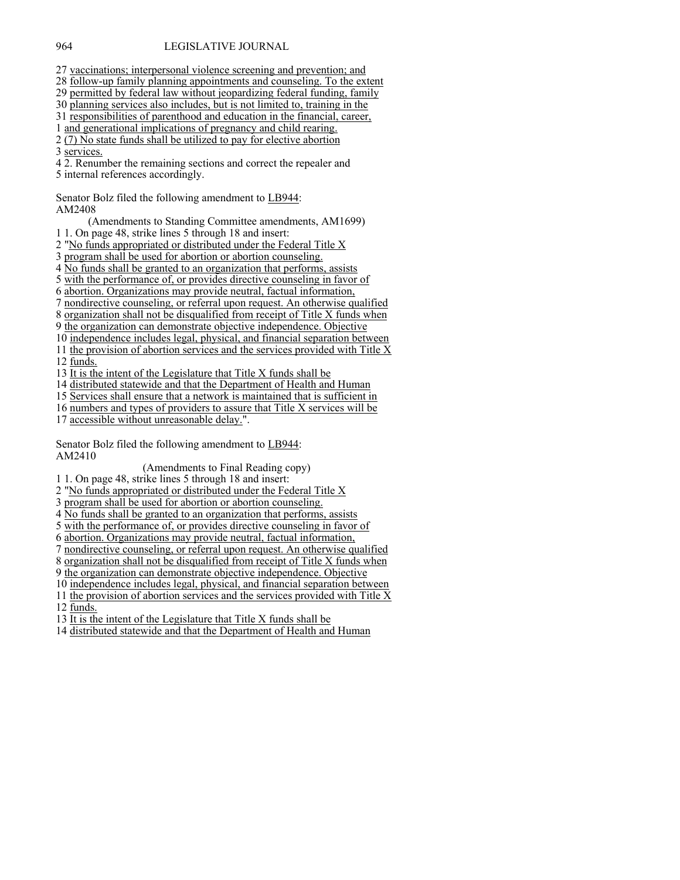27 vaccinations; interpersonal violence screening and prevention; and
28 follow-up family planning appointments and counseling. To the extent
29 permitted by federal law without jeopardizing federal funding, family
30 planning services also includes, but is not limited to, training in the
31 responsibilities of parenthood and education in the financial, career,
1 and generational implications of pregnancy and child rearing.
2 (7) No state funds shall be utilized to pay for elective abortion
3 services.
4 2. Renumber the remaining sections and correct the repealer and
5 internal references accordingly.

Senator Bolz filed the following amendment to LB944:
AM2408

(Amendments to Standing Committee amendments, AM1699)

1 1. On page 48, strike lines 5 through 18 and insert:
2 "No funds appropriated or distributed under the Federal Title X
3 program shall be used for abortion or abortion counseling.
4 No funds shall be granted to an organization that performs, assists
5 with the performance of, or provides directive counseling in favor of
6 abortion. Organizations may provide neutral, factual information,
7 nondirective counseling, or referral upon request. An otherwise qualified
8 organization shall not be disqualified from receipt of Title X funds when
9 the organization can demonstrate objective independence. Objective
10 independence includes legal, physical, and financial separation between
11 the provision of abortion services and the services provided with Title X
12 funds.
13 It is the intent of the Legislature that Title X funds shall be
14 distributed statewide and that the Department of Health and Human
15 Services shall ensure that a network is maintained that is sufficient in
16 numbers and types of providers to assure that Title X services will be
17 accessible without unreasonable delay.".

Senator Bolz filed the following amendment to LB944:
AM2410

(Amendments to Final Reading copy)

1 1. On page 48, strike lines 5 through 18 and insert:
2 "No funds appropriated or distributed under the Federal Title X
3 program shall be used for abortion or abortion counseling.
4 No funds shall be granted to an organization that performs, assists
5 with the performance of, or provides directive counseling in favor of
6 abortion. Organizations may provide neutral, factual information,
7 nondirective counseling, or referral upon request. An otherwise qualified
8 organization shall not be disqualified from receipt of Title X funds when
9 the organization can demonstrate objective independence. Objective
10 independence includes legal, physical, and financial separation between
11 the provision of abortion services and the services provided with Title X
12 funds.
13 It is the intent of the Legislature that Title X funds shall be
14 distributed statewide and that the Department of Health and Human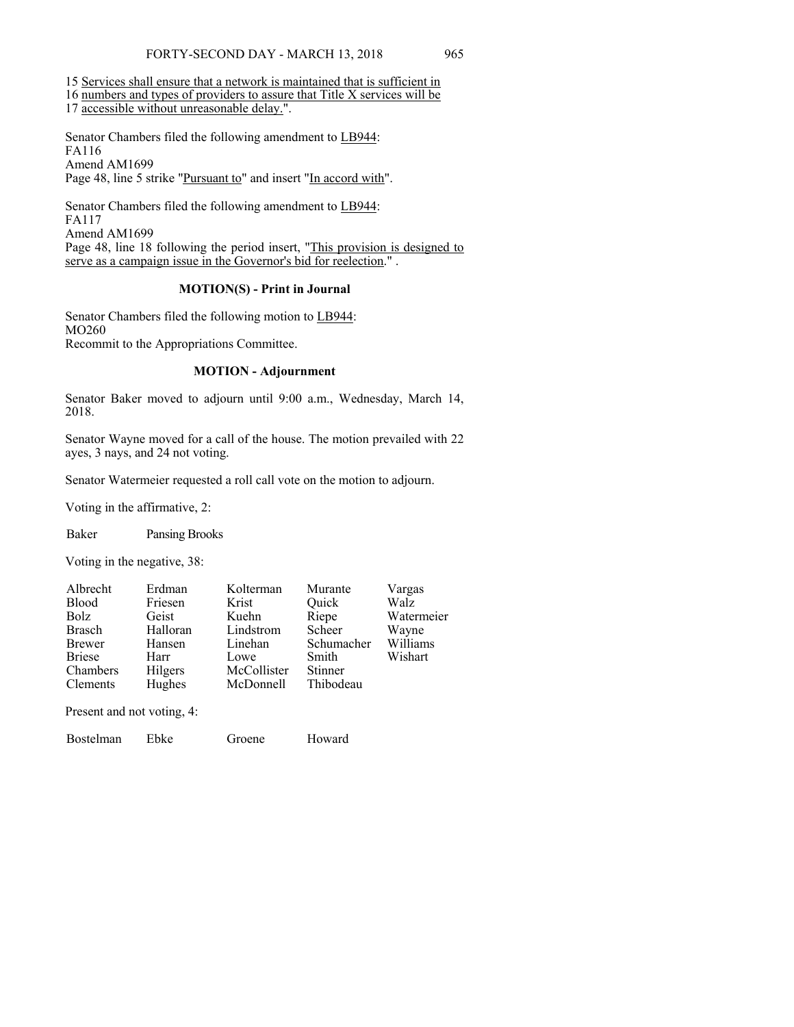15 Services shall ensure that a network is maintained that is sufficient in
16 numbers and types of providers to assure that Title X services will be
17 accessible without unreasonable delay.".

Senator Chambers filed the following amendment to LB944:
FA116
Amend AM1699
Page 48, line 5 strike "Pursuant to" and insert "In accord with".

Senator Chambers filed the following amendment to LB944:
FA117
Amend AM1699
Page 48, line 18 following the period insert, "This provision is designed to serve as a campaign issue in the Governor's bid for reelection." .

### MOTION(S) - Print in Journal

Senator Chambers filed the following motion to LB944:
MO260
Recommit to the Appropriations Committee.

### MOTION - Adjournment

Senator Baker moved to adjourn until 9:00 a.m., Wednesday, March 14, 2018.

Senator Wayne moved for a call of the house. The motion prevailed with 22 ayes, 3 nays, and 24 not voting.

Senator Watermeier requested a roll call vote on the motion to adjourn.

Voting in the affirmative, 2:

| | |
|---|---|
| Baker | Pansing Brooks |

Voting in the negative, 38:

| | | | | |
|---|---|---|---|---|
| Albrecht | Erdman | Kolterman | Murante | Vargas |
| Blood | Friesen | Krist | Quick | Walz |
| Bolz | Geist | Kuehn | Riepe | Watermeier |
| Brasch | Halloran | Lindstrom | Scheer | Wayne |
| Brewer | Hansen | Linehan | Schumacher | Williams |
| Briese | Harr | Lowe | Smith | Wishart |
| Chambers | Hilgers | McCollister | Stinner | |
| Clements | Hughes | McDonnell | Thibodeau | |

Present and not voting, 4:

| | | | |
|---|---|---|---|
| Bostelman | Ebke | Groene | Howard |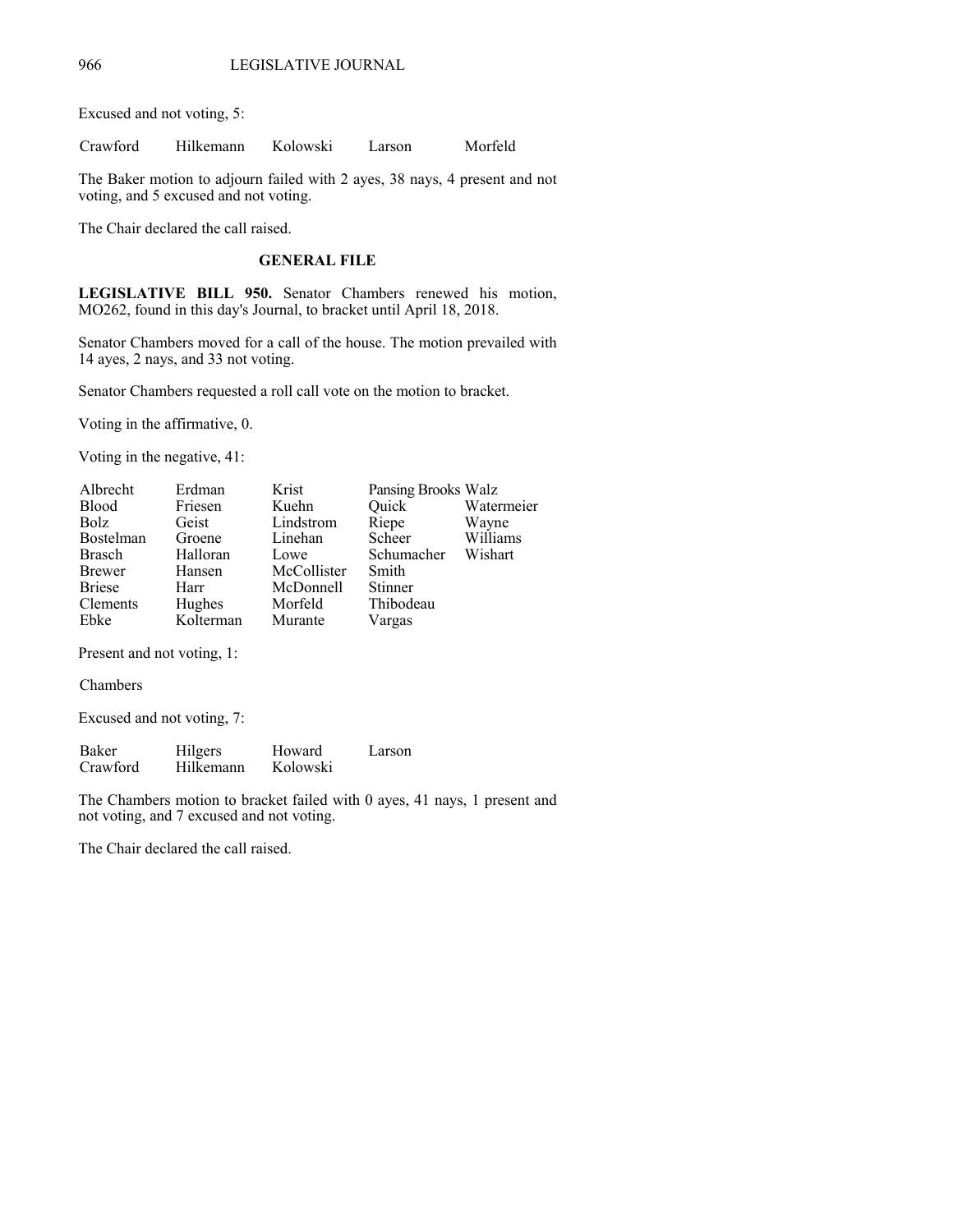Excused and not voting, 5:

| | | | | |
|---|---|---|---|---|
| Crawford | Hilkemann | Kolowski | Larson | Morfeld |

The Baker motion to adjourn failed with 2 ayes, 38 nays, 4 present and not voting, and 5 excused and not voting.

The Chair declared the call raised.

## GENERAL FILE

**LEGISLATIVE BILL 950.** Senator Chambers renewed his motion, MO262, found in this day's Journal, to bracket until April 18, 2018.

Senator Chambers moved for a call of the house. The motion prevailed with 14 ayes, 2 nays, and 33 not voting.

Senator Chambers requested a roll call vote on the motion to bracket.

Voting in the affirmative, 0.

Voting in the negative, 41:

| | | | | |
|---|---|---|---|---|
| Albrecht | Erdman | Krist | Pansing Brooks | Walz |
| Blood | Friesen | Kuehn | Quick | Watermeier |
| Bolz | Geist | Lindstrom | Riepe | Wayne |
| Bostelman | Groene | Linehan | Scheer | Williams |
| Brasch | Halloran | Lowe | Schumacher | Wishart |
| Brewer | Hansen | McCollister | Smith | |
| Briese | Harr | McDonnell | Stinner | |
| Clements | Hughes | Morfeld | Thibodeau | |
| Ebke | Kolterman | Murante | Vargas | |

Present and not voting, 1:

Chambers

Excused and not voting, 7:

| | | | |
|---|---|---|---|
| Baker | Hilgers | Howard | Larson |
| Crawford | Hilkemann | Kolowski | |

The Chambers motion to bracket failed with 0 ayes, 41 nays, 1 present and not voting, and 7 excused and not voting.

The Chair declared the call raised.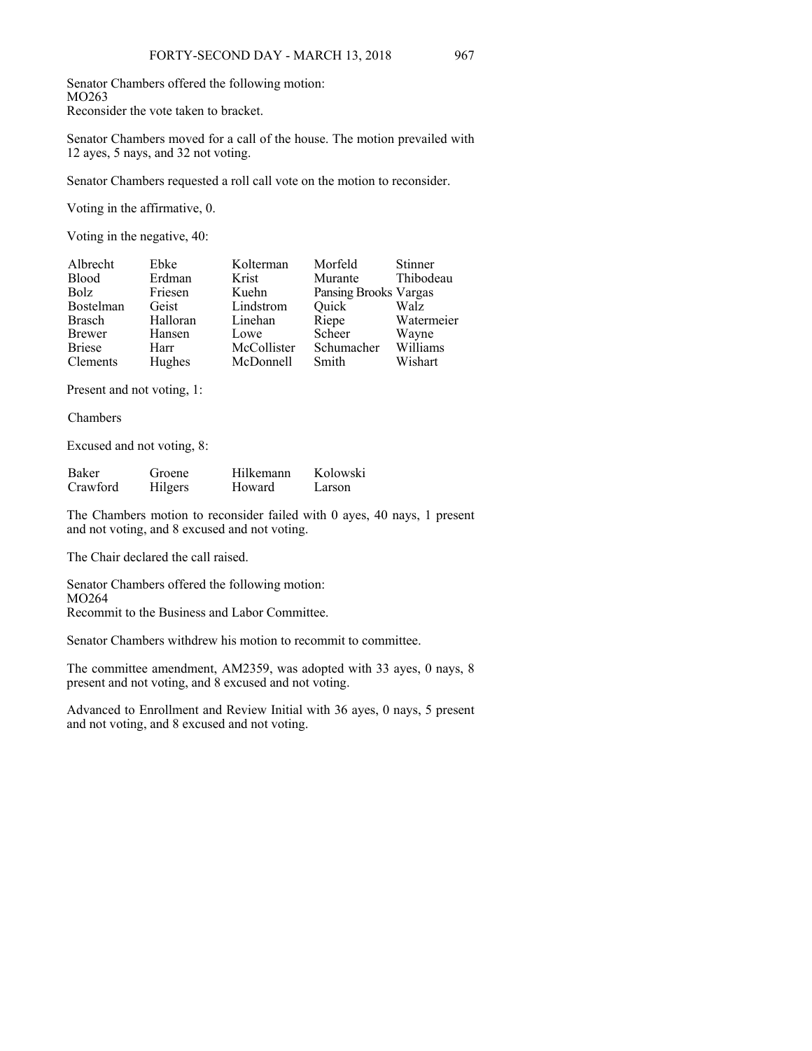Senator Chambers offered the following motion:
MO263
Reconsider the vote taken to bracket.

Senator Chambers moved for a call of the house. The motion prevailed with 12 ayes, 5 nays, and 32 not voting.

Senator Chambers requested a roll call vote on the motion to reconsider.

Voting in the affirmative, 0.

Voting in the negative, 40:

| | | | | |
|---|---|---|---|---|
| Albrecht | Ebke | Kolterman | Morfeld | Stinner |
| Blood | Erdman | Krist | Murante | Thibodeau |
| Bolz | Friesen | Kuehn | Pansing Brooks | Vargas |
| Bostelman | Geist | Lindstrom | Quick | Walz |
| Brasch | Halloran | Linehan | Riepe | Watermeier |
| Brewer | Hansen | Lowe | Scheer | Wayne |
| Briese | Harr | McCollister | Schumacher | Williams |
| Clements | Hughes | McDonnell | Smith | Wishart |

Present and not voting, 1:

Chambers

Excused and not voting, 8:

| | | | |
|---|---|---|---|
| Baker | Groene | Hilkemann | Kolowski |
| Crawford | Hilgers | Howard | Larson |

The Chambers motion to reconsider failed with 0 ayes, 40 nays, 1 present and not voting, and 8 excused and not voting.

The Chair declared the call raised.

Senator Chambers offered the following motion:
MO264
Recommit to the Business and Labor Committee.

Senator Chambers withdrew his motion to recommit to committee.

The committee amendment, AM2359, was adopted with 33 ayes, 0 nays, 8 present and not voting, and 8 excused and not voting.

Advanced to Enrollment and Review Initial with 36 ayes, 0 nays, 5 present and not voting, and 8 excused and not voting.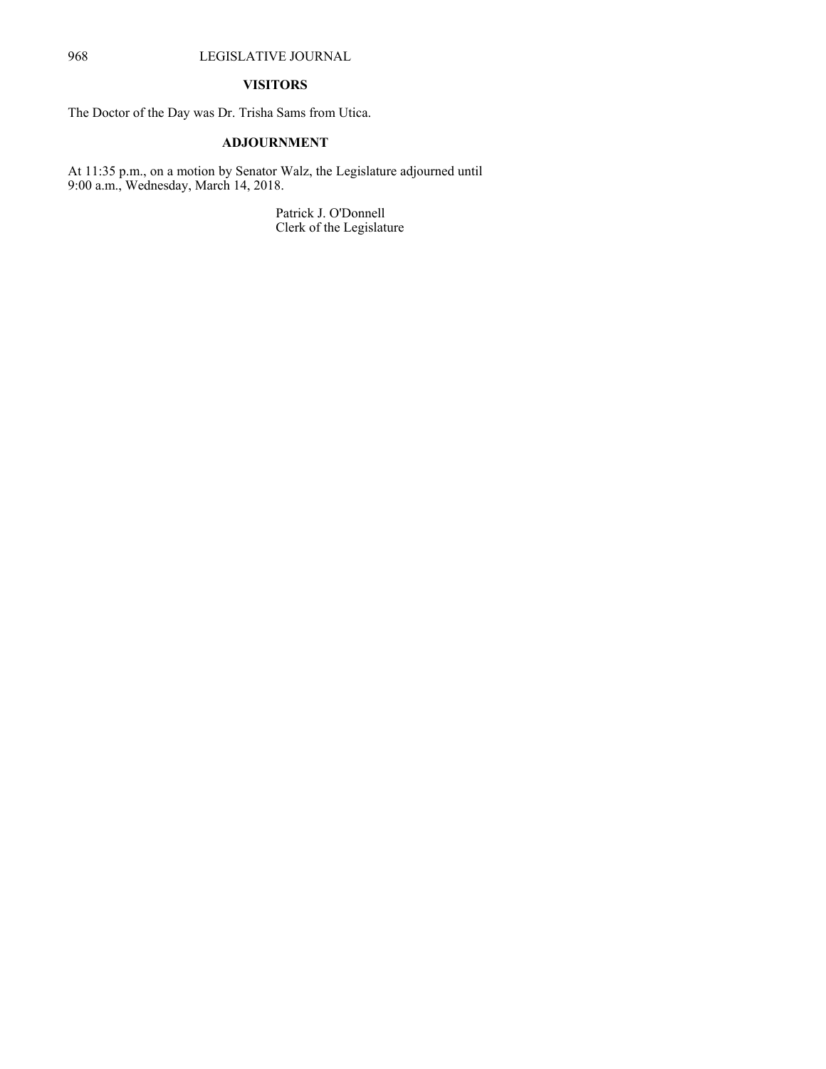## VISITORS

The Doctor of the Day was Dr. Trisha Sams from Utica.

## ADJOURNMENT

At 11:35 p.m., on a motion by Senator Walz, the Legislature adjourned until 9:00 a.m., Wednesday, March 14, 2018.

Patrick J. O'Donnell
Clerk of the Legislature